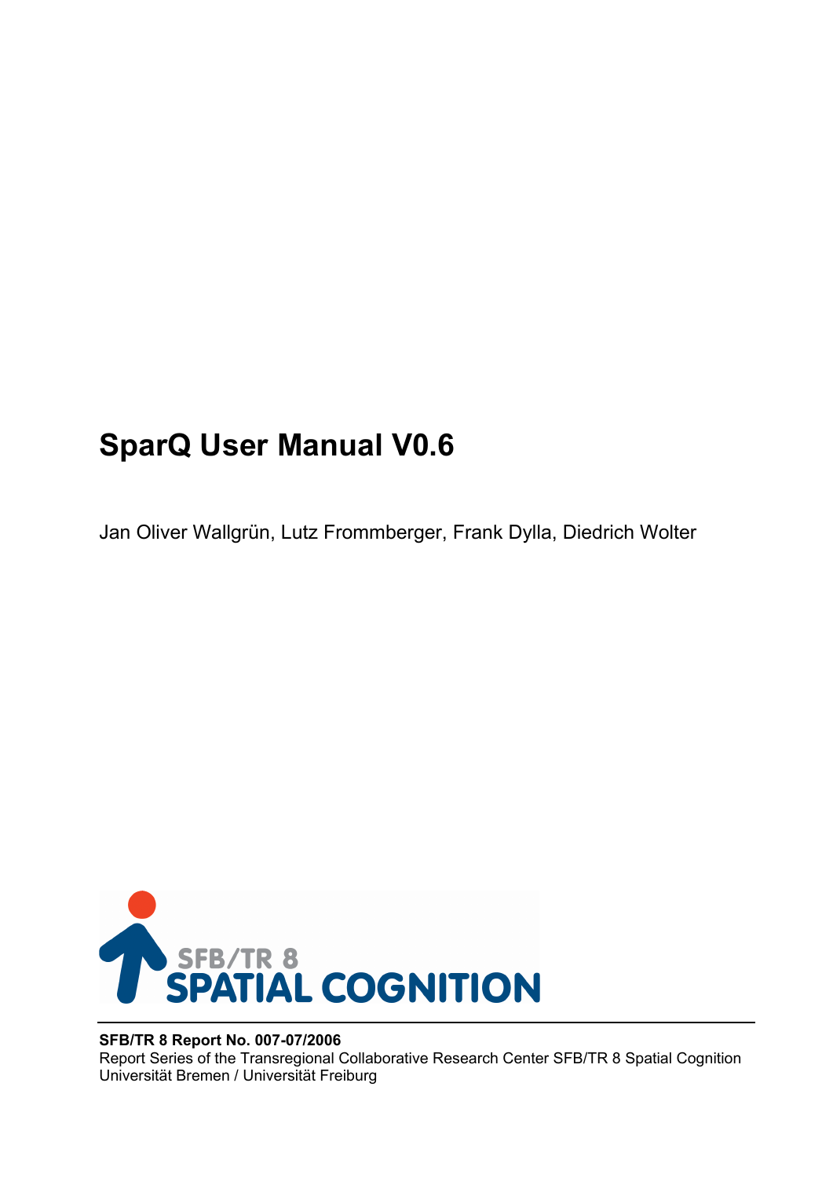# SparQ User Manual V0.6

Jan Oliver Wallgrün, Lutz Frommberger, Frank Dylla, Diedrich Wolter

SFB/TR 8 SPATIAL COGNITION

**SFB/TR 8 Report No. 007-07/2006**
Report Series of the Transregional Collaborative Research Center SFB/TR 8 Spatial Cognition
Universität Bremen / Universität Freiburg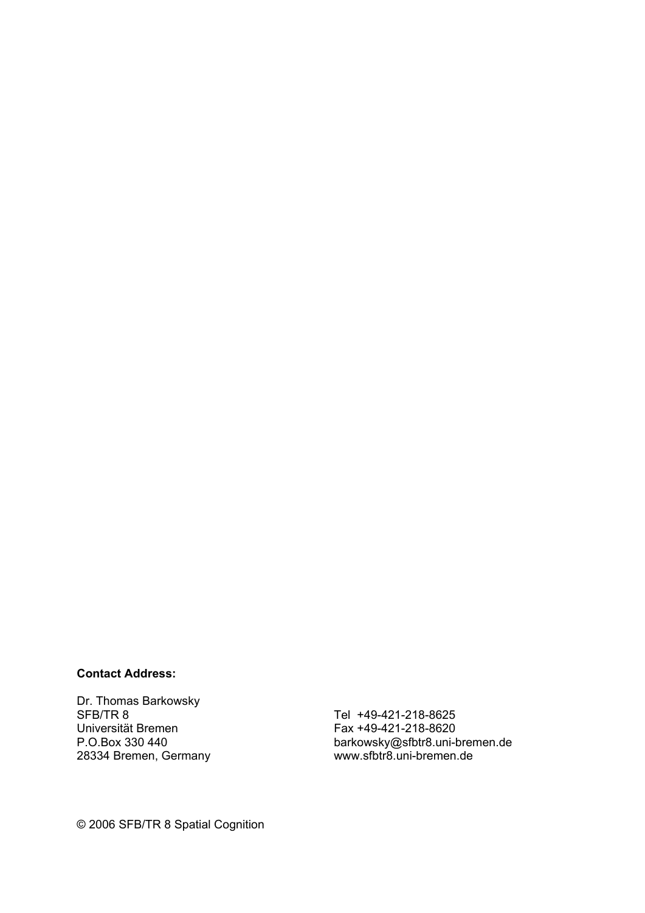**Contact Address:**

Dr. Thomas Barkowsky
SFB/TR 8
Universität Bremen
P.O.Box 330 440
28334 Bremen, Germany

Tel +49-421-218-8625
Fax +49-421-218-8620
barkowsky@sfbtr8.uni-bremen.de
www.sfbtr8.uni-bremen.de

© 2006 SFB/TR 8 Spatial Cognition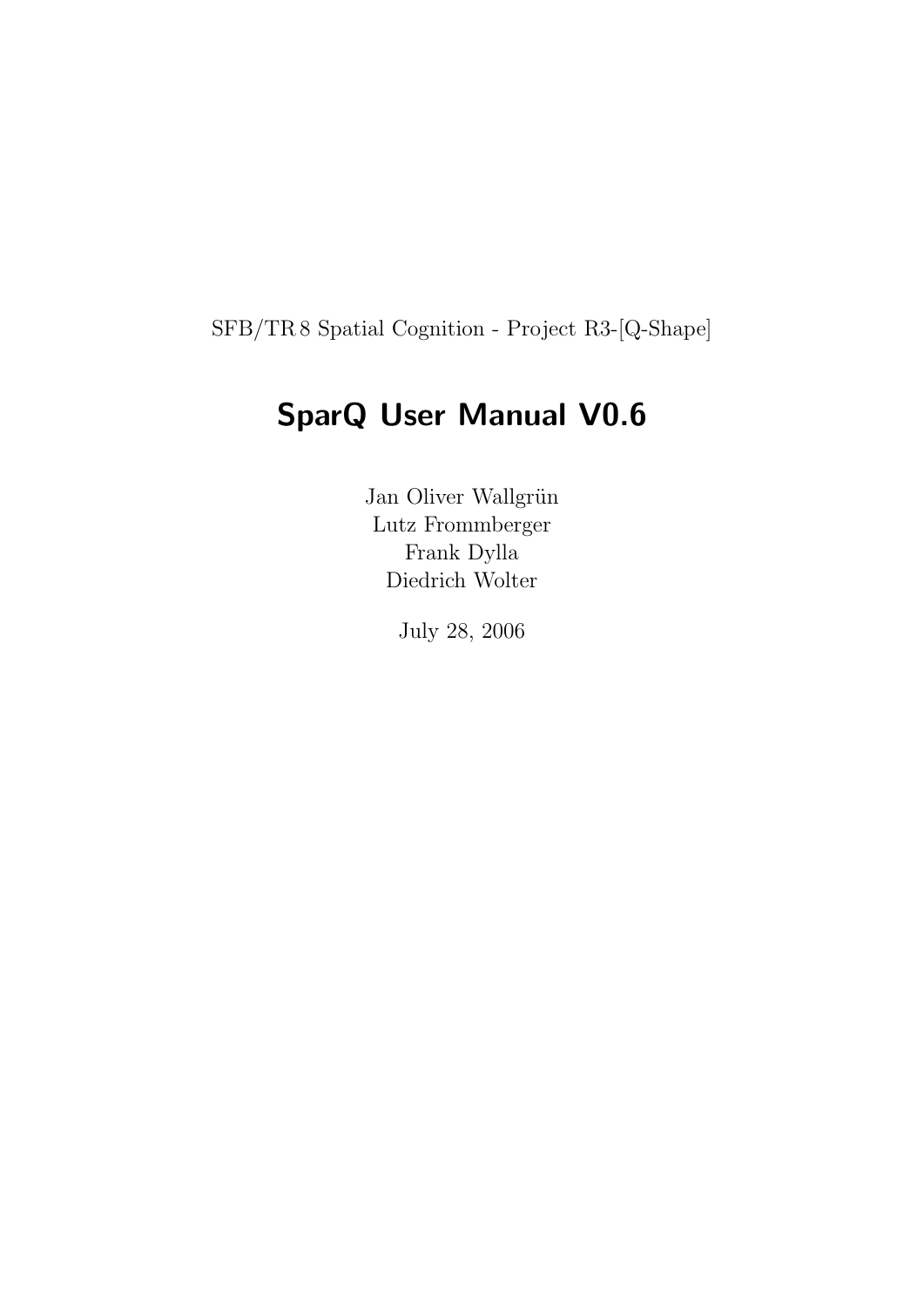SFB/TR 8 Spatial Cognition - Project R3-[Q-Shape]

# SparQ User Manual V0.6

Jan Oliver Wallgrün
Lutz Frommberger
Frank Dylla
Diedrich Wolter

July 28, 2006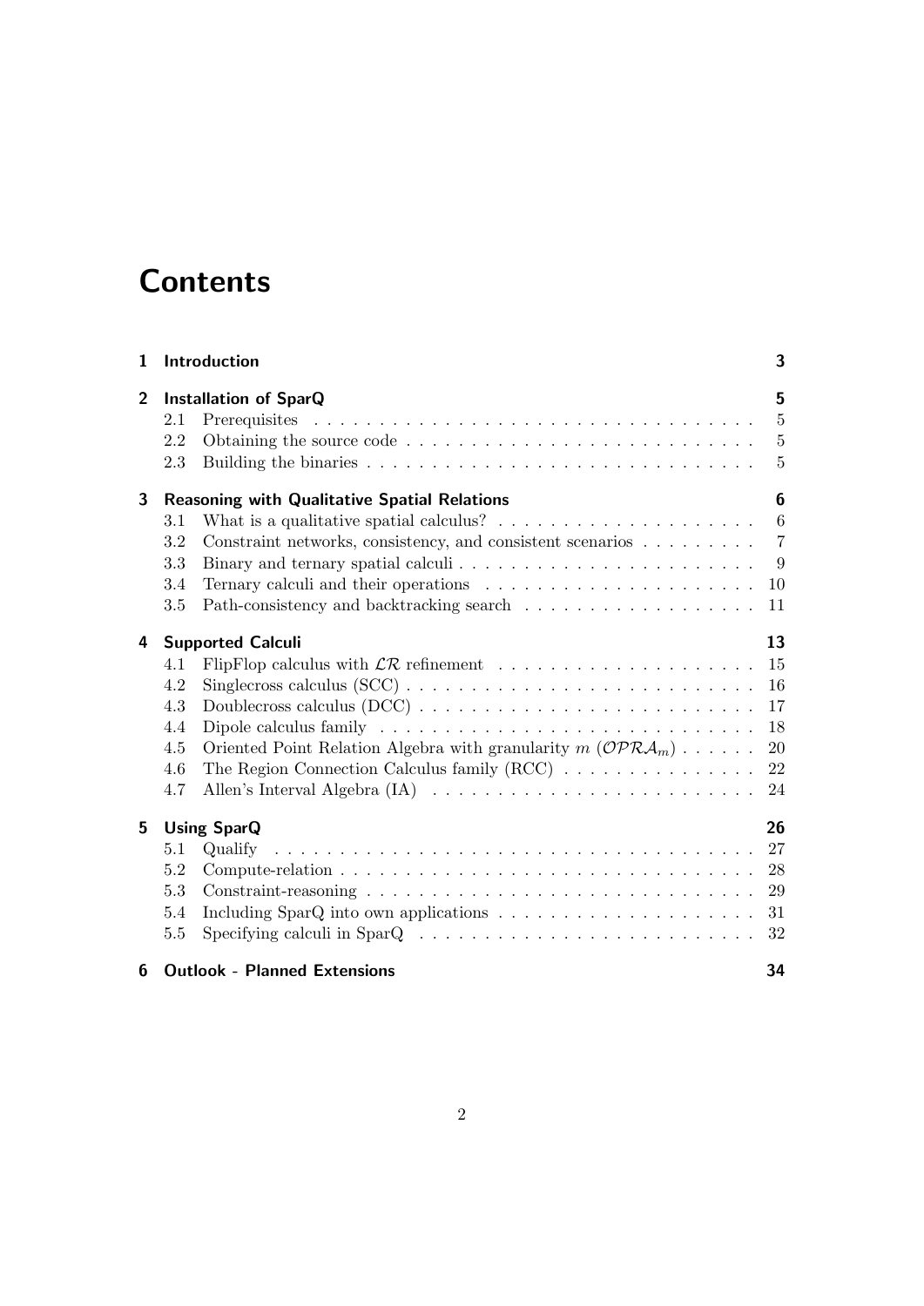# Contents

| | | |
|---|---|---|
| **1** | **Introduction** | **3** |
| **2** | **Installation of SparQ** | **5** |
| 2.1 | Prerequisites | 5 |
| 2.2 | Obtaining the source code | 5 |
| 2.3 | Building the binaries | 5 |
| **3** | **Reasoning with Qualitative Spatial Relations** | **6** |
| 3.1 | What is a qualitative spatial calculus? | 6 |
| 3.2 | Constraint networks, consistency, and consistent scenarios | 7 |
| 3.3 | Binary and ternary spatial calculi | 9 |
| 3.4 | Ternary calculi and their operations | 10 |
| 3.5 | Path-consistency and backtracking search | 11 |
| **4** | **Supported Calculi** | **13** |
| 4.1 | FlipFlop calculus with $\mathcal{LR}$ refinement | 15 |
| 4.2 | Singlecross calculus (SCC) | 16 |
| 4.3 | Doublecross calculus (DCC) | 17 |
| 4.4 | Dipole calculus family | 18 |
| 4.5 | Oriented Point Relation Algebra with granularity $m$ ($\mathcal{OPRA}_m$) | 20 |
| 4.6 | The Region Connection Calculus family (RCC) | 22 |
| 4.7 | Allen's Interval Algebra (IA) | 24 |
| **5** | **Using SparQ** | **26** |
| 5.1 | Qualify | 27 |
| 5.2 | Compute-relation | 28 |
| 5.3 | Constraint-reasoning | 29 |
| 5.4 | Including SparQ into own applications | 31 |
| 5.5 | Specifying calculi in SparQ | 32 |
| **6** | **Outlook - Planned Extensions** | **34** |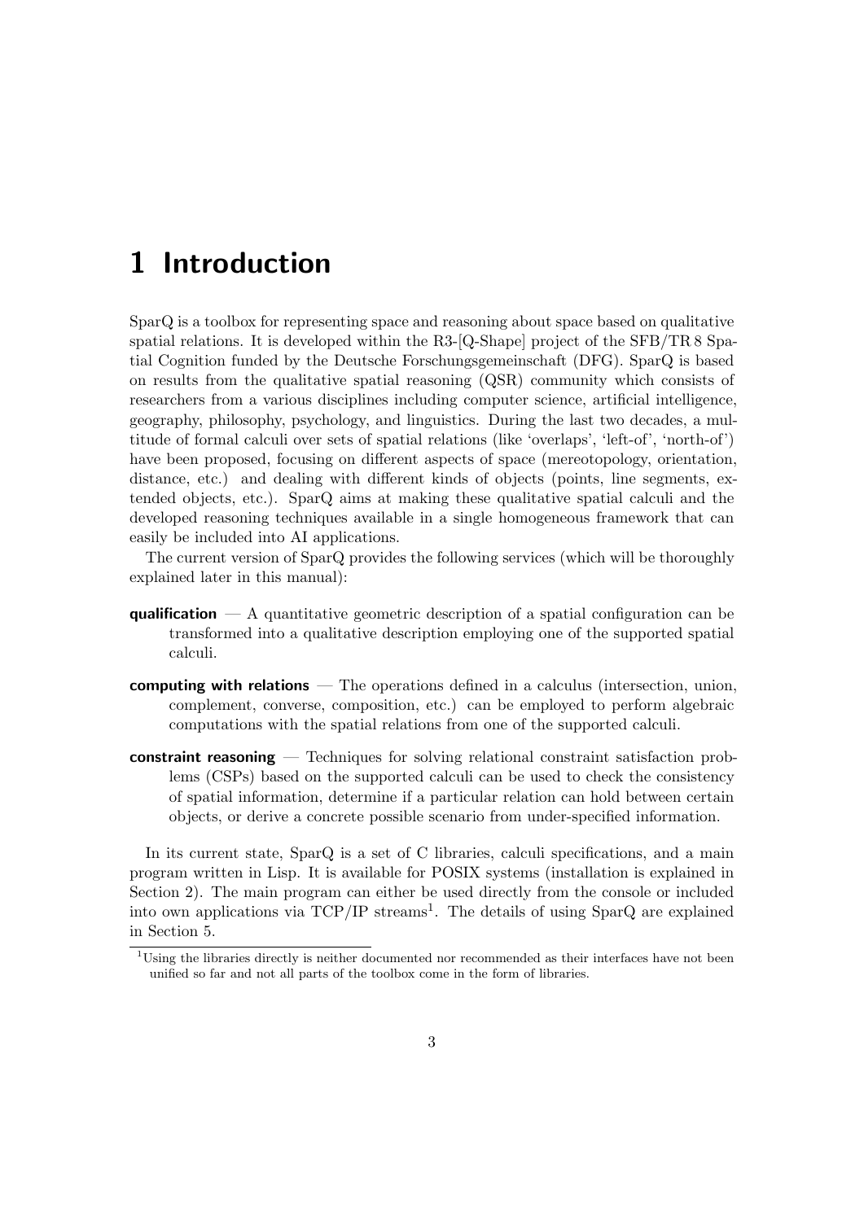# 1 Introduction

SparQ is a toolbox for representing space and reasoning about space based on qualitative spatial relations. It is developed within the R3-[Q-Shape] project of the SFB/TR 8 Spatial Cognition funded by the Deutsche Forschungsgemeinschaft (DFG). SparQ is based on results from the qualitative spatial reasoning (QSR) community which consists of researchers from a various disciplines including computer science, artificial intelligence, geography, philosophy, psychology, and linguistics. During the last two decades, a multitude of formal calculi over sets of spatial relations (like 'overlaps', 'left-of', 'north-of') have been proposed, focusing on different aspects of space (mereotopology, orientation, distance, etc.) and dealing with different kinds of objects (points, line segments, extended objects, etc.). SparQ aims at making these qualitative spatial calculi and the developed reasoning techniques available in a single homogeneous framework that can easily be included into AI applications.

The current version of SparQ provides the following services (which will be thoroughly explained later in this manual):

**qualification** — A quantitative geometric description of a spatial configuration can be transformed into a qualitative description employing one of the supported spatial calculi.

**computing with relations** — The operations defined in a calculus (intersection, union, complement, converse, composition, etc.) can be employed to perform algebraic computations with the spatial relations from one of the supported calculi.

**constraint reasoning** — Techniques for solving relational constraint satisfaction problems (CSPs) based on the supported calculi can be used to check the consistency of spatial information, determine if a particular relation can hold between certain objects, or derive a concrete possible scenario from under-specified information.

In its current state, SparQ is a set of C libraries, calculi specifications, and a main program written in Lisp. It is available for POSIX systems (installation is explained in Section 2). The main program can either be used directly from the console or included into own applications via TCP/IP streams[1]. The details of using SparQ are explained in Section 5.

[1] Using the libraries directly is neither documented nor recommended as their interfaces have not been unified so far and not all parts of the toolbox come in the form of libraries.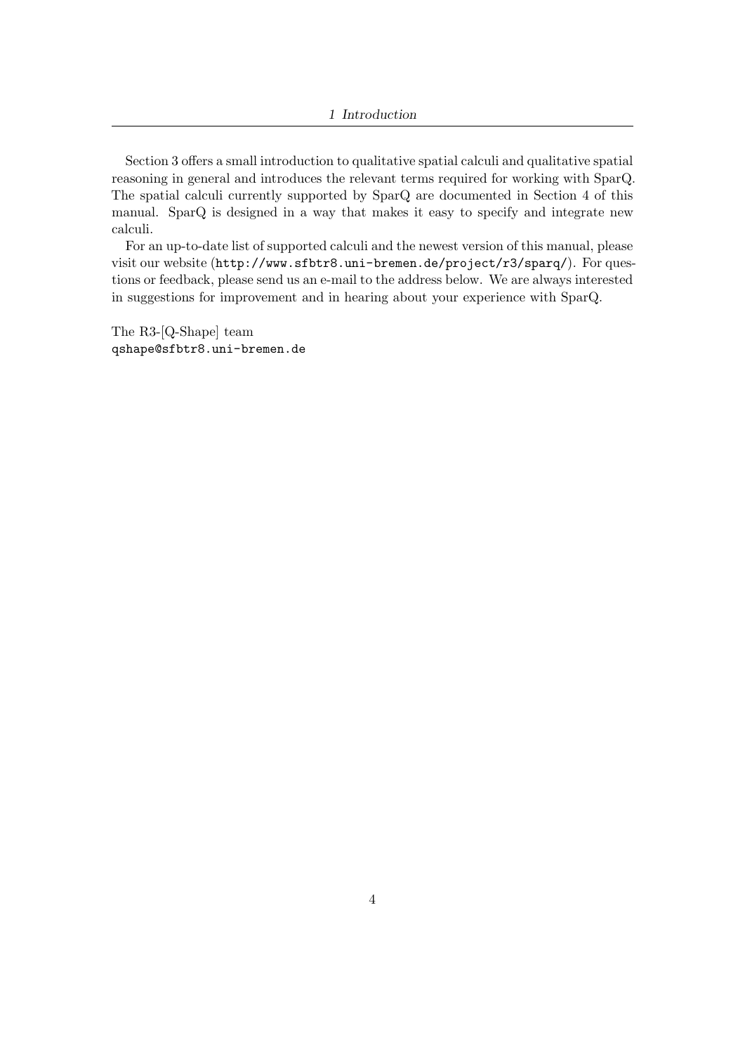Section 3 offers a small introduction to qualitative spatial calculi and qualitative spatial reasoning in general and introduces the relevant terms required for working with SparQ. The spatial calculi currently supported by SparQ are documented in Section 4 of this manual. SparQ is designed in a way that makes it easy to specify and integrate new calculi.

For an up-to-date list of supported calculi and the newest version of this manual, please visit our website (`http://www.sfbtr8.uni-bremen.de/project/r3/sparq/`). For questions or feedback, please send us an e-mail to the address below. We are always interested in suggestions for improvement and in hearing about your experience with SparQ.

The R3-[Q-Shape] team
`qshape@sfbtr8.uni-bremen.de`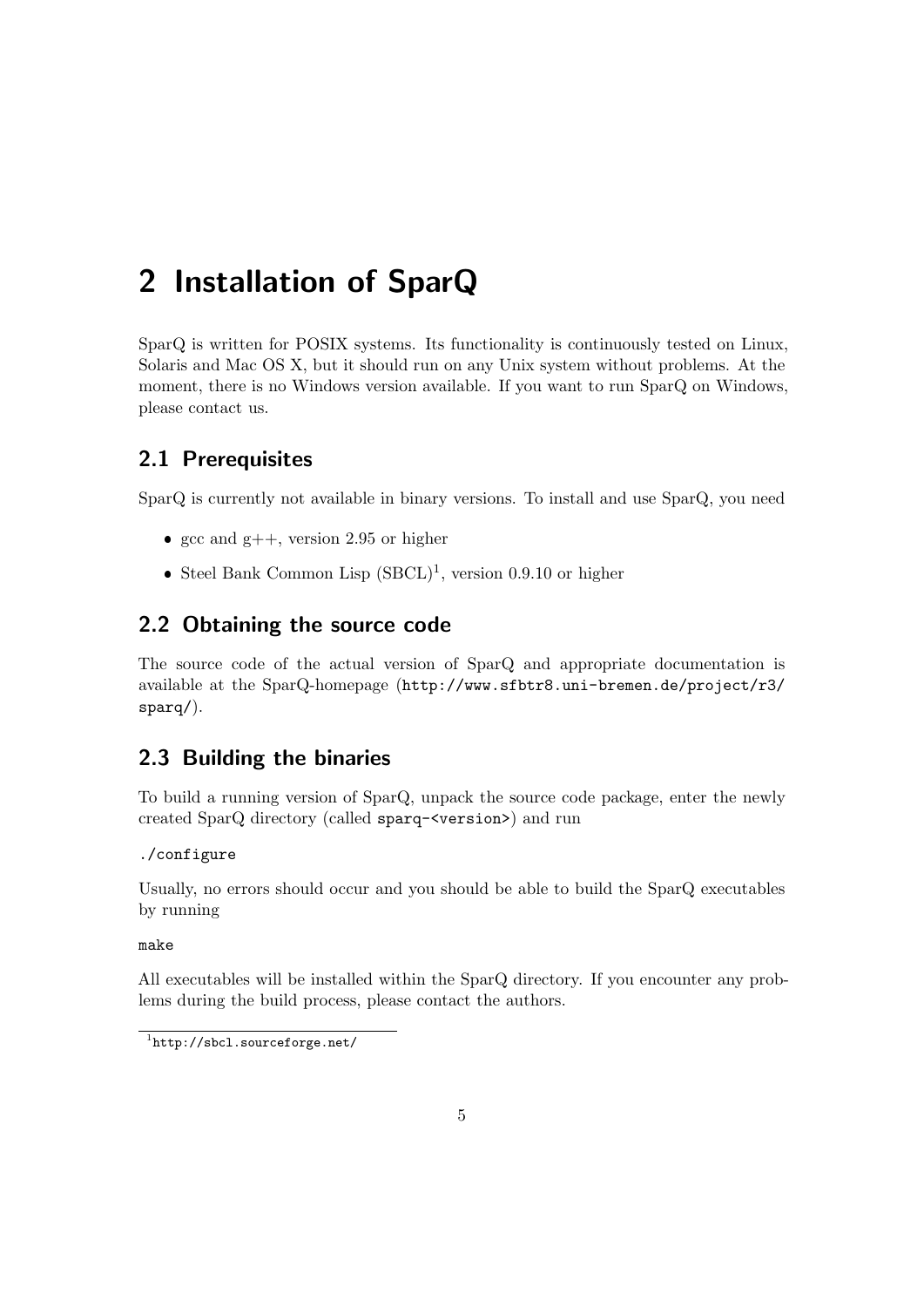# 2 Installation of SparQ

SparQ is written for POSIX systems. Its functionality is continuously tested on Linux, Solaris and Mac OS X, but it should run on any Unix system without problems. At the moment, there is no Windows version available. If you want to run SparQ on Windows, please contact us.

## 2.1 Prerequisites

SparQ is currently not available in binary versions. To install and use SparQ, you need

- gcc and g++, version 2.95 or higher
- Steel Bank Common Lisp (SBCL)[1], version 0.9.10 or higher

## 2.2 Obtaining the source code

The source code of the actual version of SparQ and appropriate documentation is available at the SparQ-homepage (`http://www.sfbtr8.uni-bremen.de/project/r3/sparq/`).

## 2.3 Building the binaries

To build a running version of SparQ, unpack the source code package, enter the newly created SparQ directory (called `sparq-<version>`) and run

```
./configure
```

Usually, no errors should occur and you should be able to build the SparQ executables by running

```
make
```

All executables will be installed within the SparQ directory. If you encounter any problems during the build process, please contact the authors.

[1] `http://sbcl.sourceforge.net/`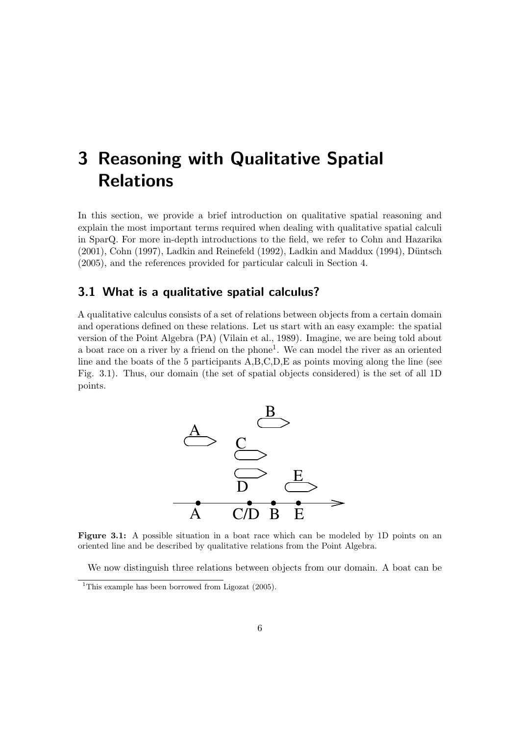# 3 Reasoning with Qualitative Spatial Relations

In this section, we provide a brief introduction on qualitative spatial reasoning and explain the most important terms required when dealing with qualitative spatial calculi in SparQ. For more in-depth introductions to the field, we refer to Cohn and Hazarika (2001), Cohn (1997), Ladkin and Reinefeld (1992), Ladkin and Maddux (1994), Düntsch (2005), and the references provided for particular calculi in Section 4.

## 3.1 What is a qualitative spatial calculus?

A qualitative calculus consists of a set of relations between objects from a certain domain and operations defined on these relations. Let us start with an easy example: the spatial version of the Point Algebra (PA) (Vilain et al., 1989). Imagine, we are being told about a boat race on a river by a friend on the phone[1]. We can model the river as an oriented line and the boats of the 5 participants A,B,C,D,E as points moving along the line (see Fig. 3.1). Thus, our domain (the set of spatial objects considered) is the set of all 1D points.

**Figure 3.1:** A possible situation in a boat race which can be modeled by 1D points on an oriented line and be described by qualitative relations from the Point Algebra.

We now distinguish three relations between objects from our domain. A boat can be

[1] This example has been borrowed from Ligozat (2005).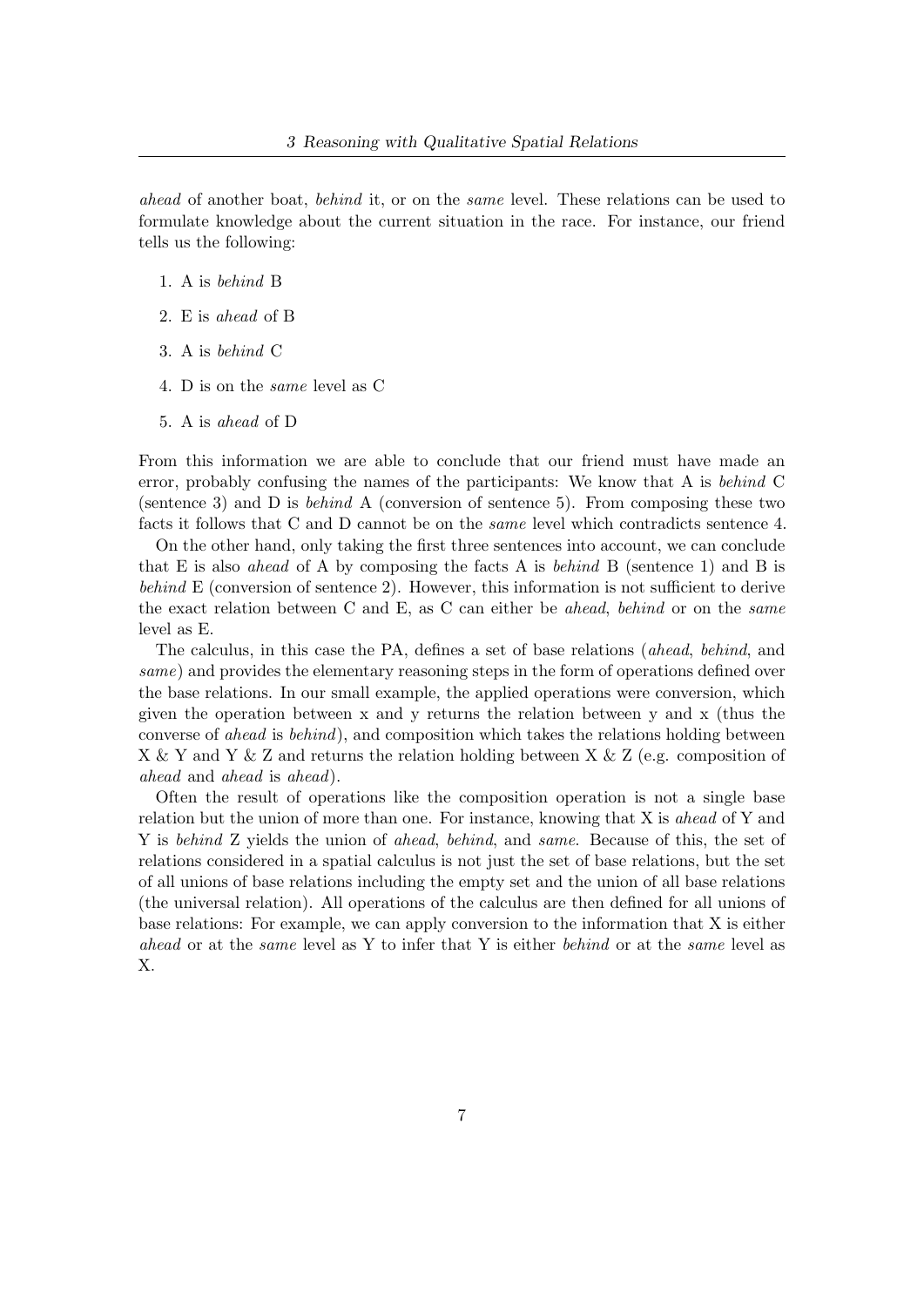*ahead* of another boat, *behind* it, or on the *same* level. These relations can be used to formulate knowledge about the current situation in the race. For instance, our friend tells us the following:

1. A is *behind* B
2. E is *ahead* of B
3. A is *behind* C
4. D is on the *same* level as C
5. A is *ahead* of D

From this information we are able to conclude that our friend must have made an error, probably confusing the names of the participants: We know that A is *behind* C (sentence 3) and D is *behind* A (conversion of sentence 5). From composing these two facts it follows that C and D cannot be on the *same* level which contradicts sentence 4.

On the other hand, only taking the first three sentences into account, we can conclude that E is also *ahead* of A by composing the facts A is *behind* B (sentence 1) and B is *behind* E (conversion of sentence 2). However, this information is not sufficient to derive the exact relation between C and E, as C can either be *ahead*, *behind* or on the *same* level as E.

The calculus, in this case the PA, defines a set of base relations (*ahead*, *behind*, and *same*) and provides the elementary reasoning steps in the form of operations defined over the base relations. In our small example, the applied operations were conversion, which given the operation between x and y returns the relation between y and x (thus the converse of *ahead* is *behind*), and composition which takes the relations holding between X & Y and Y & Z and returns the relation holding between X & Z (e.g. composition of *ahead* and *ahead* is *ahead*).

Often the result of operations like the composition operation is not a single base relation but the union of more than one. For instance, knowing that X is *ahead* of Y and Y is *behind* Z yields the union of *ahead*, *behind*, and *same*. Because of this, the set of relations considered in a spatial calculus is not just the set of base relations, but the set of all unions of base relations including the empty set and the union of all base relations (the universal relation). All operations of the calculus are then defined for all unions of base relations: For example, we can apply conversion to the information that X is either *ahead* or at the *same* level as Y to infer that Y is either *behind* or at the *same* level as X.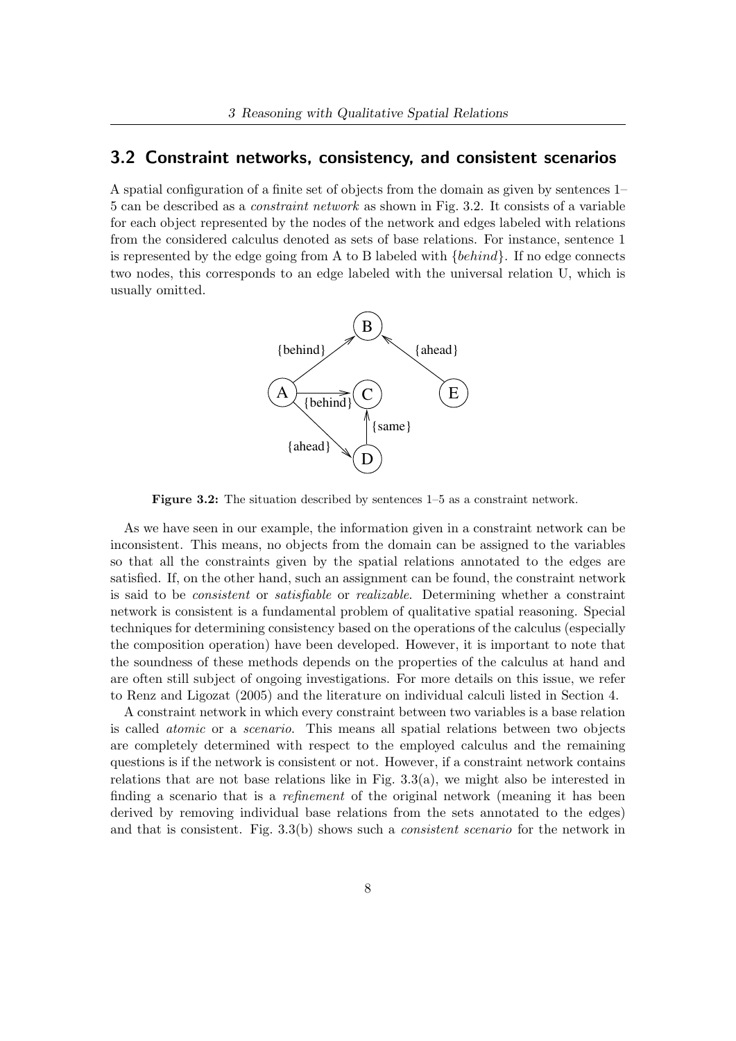## 3.2 Constraint networks, consistency, and consistent scenarios

A spatial configuration of a finite set of objects from the domain as given by sentences 1–5 can be described as a *constraint network* as shown in Fig. 3.2. It consists of a variable for each object represented by the nodes of the network and edges labeled with relations from the considered calculus denoted as sets of base relations. For instance, sentence 1 is represented by the edge going from A to B labeled with {*behind*}. If no edge connects two nodes, this corresponds to an edge labeled with the universal relation U, which is usually omitted.

**Figure 3.2:** The situation described by sentences 1–5 as a constraint network.

As we have seen in our example, the information given in a constraint network can be inconsistent. This means, no objects from the domain can be assigned to the variables so that all the constraints given by the spatial relations annotated to the edges are satisfied. If, on the other hand, such an assignment can be found, the constraint network is said to be *consistent* or *satisfiable* or *realizable*. Determining whether a constraint network is consistent is a fundamental problem of qualitative spatial reasoning. Special techniques for determining consistency based on the operations of the calculus (especially the composition operation) have been developed. However, it is important to note that the soundness of these methods depends on the properties of the calculus at hand and are often still subject of ongoing investigations. For more details on this issue, we refer to Renz and Ligozat (2005) and the literature on individual calculi listed in Section 4.

A constraint network in which every constraint between two variables is a base relation is called *atomic* or a *scenario*. This means all spatial relations between two objects are completely determined with respect to the employed calculus and the remaining questions is if the network is consistent or not. However, if a constraint network contains relations that are not base relations like in Fig. 3.3(a), we might also be interested in finding a scenario that is a *refinement* of the original network (meaning it has been derived by removing individual base relations from the sets annotated to the edges) and that is consistent. Fig. 3.3(b) shows such a *consistent scenario* for the network in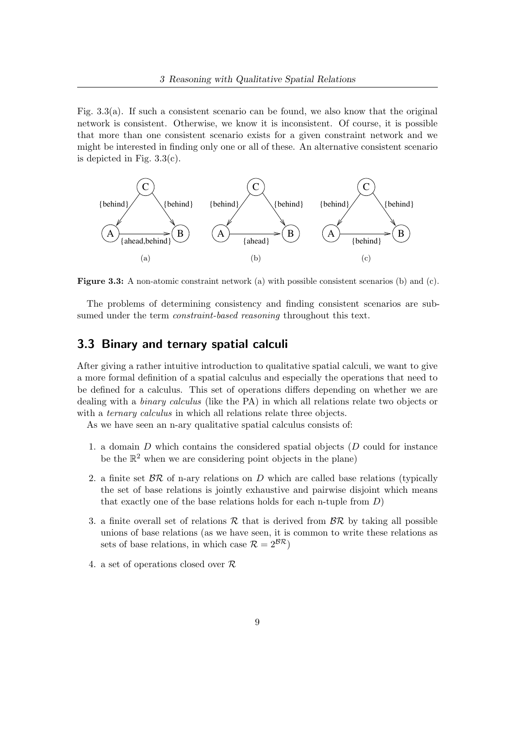Fig. 3.3(a). If such a consistent scenario can be found, we also know that the original network is consistent. Otherwise, we know it is inconsistent. Of course, it is possible that more than one consistent scenario exists for a given constraint network and we might be interested in finding only one or all of these. An alternative consistent scenario is depicted in Fig. 3.3(c).

**Figure 3.3:** A non-atomic constraint network (a) with possible consistent scenarios (b) and (c).

The problems of determining consistency and finding consistent scenarios are subsumed under the term *constraint-based reasoning* throughout this text.

## 3.3 Binary and ternary spatial calculi

After giving a rather intuitive introduction to qualitative spatial calculi, we want to give a more formal definition of a spatial calculus and especially the operations that need to be defined for a calculus. This set of operations differs depending on whether we are dealing with a *binary calculus* (like the PA) in which all relations relate two objects or with a *ternary calculus* in which all relations relate three objects.

As we have seen an n-ary qualitative spatial calculus consists of:

1. a domain $D$ which contains the considered spatial objects ($D$ could for instance be the $\mathbb{R}^2$ when we are considering point objects in the plane)
2. a finite set $\mathcal{BR}$ of n-ary relations on $D$ which are called base relations (typically the set of base relations is jointly exhaustive and pairwise disjoint which means that exactly one of the base relations holds for each n-tuple from $D$)
3. a finite overall set of relations $\mathcal{R}$ that is derived from $\mathcal{BR}$ by taking all possible unions of base relations (as we have seen, it is common to write these relations as sets of base relations, in which case $\mathcal{R} = 2^{\mathcal{BR}}$)
4. a set of operations closed over $\mathcal{R}$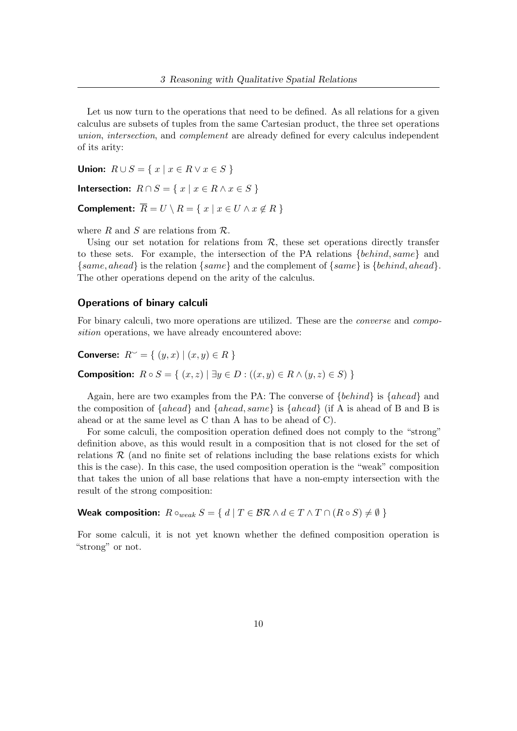Let us now turn to the operations that need to be defined. As all relations for a given calculus are subsets of tuples from the same Cartesian product, the three set operations *union*, *intersection*, and *complement* are already defined for every calculus independent of its arity:

**Union:** $R \cup S = \{ \ x \mid x \in R \lor x \in S \ \}$

**Intersection:** $R \cap S = \{ \ x \mid x \in R \land x \in S \ \}$

**Complement:** $\overline{R} = U \setminus R = \{ \ x \mid x \in U \land x \notin R \ \}$

where $R$ and $S$ are relations from $\mathcal{R}$.

Using our set notation for relations from $\mathcal{R}$, these set operations directly transfer to these sets. For example, the intersection of the PA relations $\{behind, same\}$ and $\{same, ahead\}$ is the relation $\{same\}$ and the complement of $\{same\}$ is $\{behind, ahead\}$. The other operations depend on the arity of the calculus.

### Operations of binary calculi

For binary calculi, two more operations are utilized. These are the *converse* and *composition* operations, we have already encountered above:

**Converse:** $R^{\smile} = \{ \ (y, x) \mid (x, y) \in R \ \}$

**Composition:** $R \circ S = \{ \ (x, z) \mid \exists y \in D : ((x, y) \in R \land (y, z) \in S) \ \}$

Again, here are two examples from the PA: The converse of $\{behind\}$ is $\{ahead\}$ and the composition of $\{ahead\}$ and $\{ahead, same\}$ is $\{ahead\}$ (if A is ahead of B and B is ahead or at the same level as C than A has to be ahead of C).

For some calculi, the composition operation defined does not comply to the "strong" definition above, as this would result in a composition that is not closed for the set of relations $\mathcal{R}$ (and no finite set of relations including the base relations exists for which this is the case). In this case, the used composition operation is the "weak" composition that takes the union of all base relations that have a non-empty intersection with the result of the strong composition:

**Weak composition:** $R \circ_{weak} S = \{ \ d \mid T \in \mathcal{BR} \land d \in T \land T \cap (R \circ S) \neq \emptyset \ \}$

For some calculi, it is not yet known whether the defined composition operation is "strong" or not.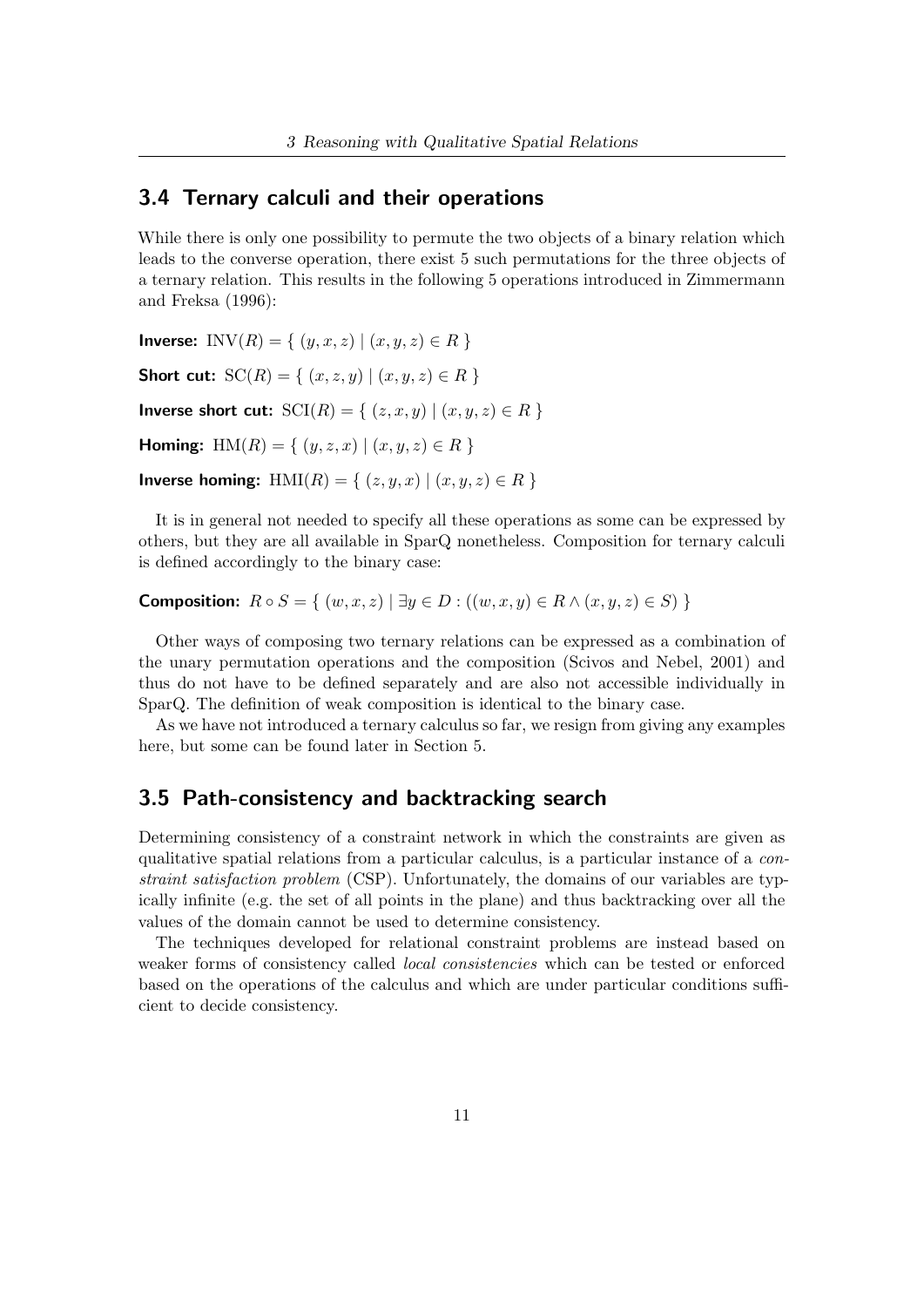## 3.4 Ternary calculi and their operations

While there is only one possibility to permute the two objects of a binary relation which leads to the converse operation, there exist 5 such permutations for the three objects of a ternary relation. This results in the following 5 operations introduced in Zimmermann and Freksa (1996):

**Inverse:** $\mathrm{INV}(R) = \{ (y, x, z) \mid (x, y, z) \in R \}$

**Short cut:** $\mathrm{SC}(R) = \{ (x, z, y) \mid (x, y, z) \in R \}$

**Inverse short cut:** $\mathrm{SCI}(R) = \{ (z, x, y) \mid (x, y, z) \in R \}$

**Homing:** $\mathrm{HM}(R) = \{ (y, z, x) \mid (x, y, z) \in R \}$

**Inverse homing:** $\mathrm{HMI}(R) = \{ (z, y, x) \mid (x, y, z) \in R \}$

It is in general not needed to specify all these operations as some can be expressed by others, but they are all available in SparQ nonetheless. Composition for ternary calculi is defined accordingly to the binary case:

**Composition:** $R \circ S = \{ (w, x, z) \mid \exists y \in D : ((w, x, y) \in R \wedge (x, y, z) \in S) \}$

Other ways of composing two ternary relations can be expressed as a combination of the unary permutation operations and the composition (Scivos and Nebel, 2001) and thus do not have to be defined separately and are also not accessible individually in SparQ. The definition of weak composition is identical to the binary case.

As we have not introduced a ternary calculus so far, we resign from giving any examples here, but some can be found later in Section 5.

## 3.5 Path-consistency and backtracking search

Determining consistency of a constraint network in which the constraints are given as qualitative spatial relations from a particular calculus, is a particular instance of a *constraint satisfaction problem* (CSP). Unfortunately, the domains of our variables are typically infinite (e.g. the set of all points in the plane) and thus backtracking over all the values of the domain cannot be used to determine consistency.

The techniques developed for relational constraint problems are instead based on weaker forms of consistency called *local consistencies* which can be tested or enforced based on the operations of the calculus and which are under particular conditions sufficient to decide consistency.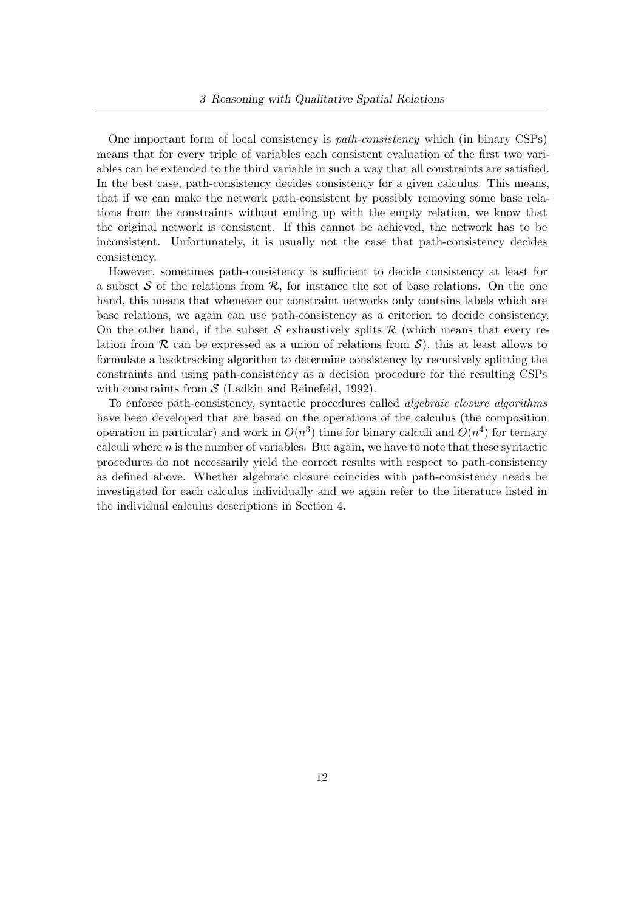One important form of local consistency is *path-consistency* which (in binary CSPs) means that for every triple of variables each consistent evaluation of the first two variables can be extended to the third variable in such a way that all constraints are satisfied. In the best case, path-consistency decides consistency for a given calculus. This means, that if we can make the network path-consistent by possibly removing some base relations from the constraints without ending up with the empty relation, we know that the original network is consistent. If this cannot be achieved, the network has to be inconsistent. Unfortunately, it is usually not the case that path-consistency decides consistency.

However, sometimes path-consistency is sufficient to decide consistency at least for a subset $\mathcal{S}$ of the relations from $\mathcal{R}$, for instance the set of base relations. On the one hand, this means that whenever our constraint networks only contains labels which are base relations, we again can use path-consistency as a criterion to decide consistency. On the other hand, if the subset $\mathcal{S}$ exhaustively splits $\mathcal{R}$ (which means that every relation from $\mathcal{R}$ can be expressed as a union of relations from $\mathcal{S}$), this at least allows to formulate a backtracking algorithm to determine consistency by recursively splitting the constraints and using path-consistency as a decision procedure for the resulting CSPs with constraints from $\mathcal{S}$ (Ladkin and Reinefeld, 1992).

To enforce path-consistency, syntactic procedures called *algebraic closure algorithms* have been developed that are based on the operations of the calculus (the composition operation in particular) and work in $O(n^3)$ time for binary calculi and $O(n^4)$ for ternary calculi where $n$ is the number of variables. But again, we have to note that these syntactic procedures do not necessarily yield the correct results with respect to path-consistency as defined above. Whether algebraic closure coincides with path-consistency needs be investigated for each calculus individually and we again refer to the literature listed in the individual calculus descriptions in Section 4.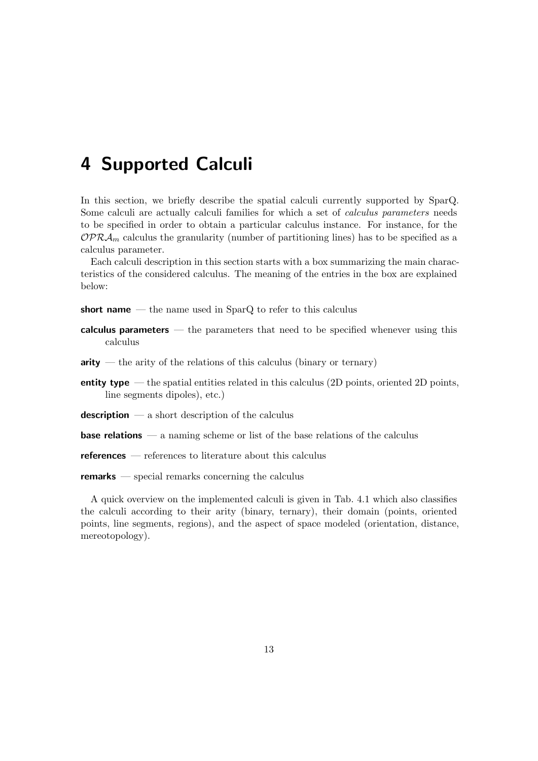# 4 Supported Calculi

In this section, we briefly describe the spatial calculi currently supported by SparQ. Some calculi are actually calculi families for which a set of *calculus parameters* needs to be specified in order to obtain a particular calculus instance. For instance, for the $\mathcal{OPRA}_m$ calculus the granularity (number of partitioning lines) has to be specified as a calculus parameter.

Each calculi description in this section starts with a box summarizing the main characteristics of the considered calculus. The meaning of the entries in the box are explained below:

**short name** — the name used in SparQ to refer to this calculus

**calculus parameters** — the parameters that need to be specified whenever using this calculus

**arity** — the arity of the relations of this calculus (binary or ternary)

**entity type** — the spatial entities related in this calculus (2D points, oriented 2D points, line segments dipoles), etc.)

**description** — a short description of the calculus

**base relations** — a naming scheme or list of the base relations of the calculus

**references** — references to literature about this calculus

**remarks** — special remarks concerning the calculus

A quick overview on the implemented calculi is given in Tab. 4.1 which also classifies the calculi according to their arity (binary, ternary), their domain (points, oriented points, line segments, regions), and the aspect of space modeled (orientation, distance, mereotopology).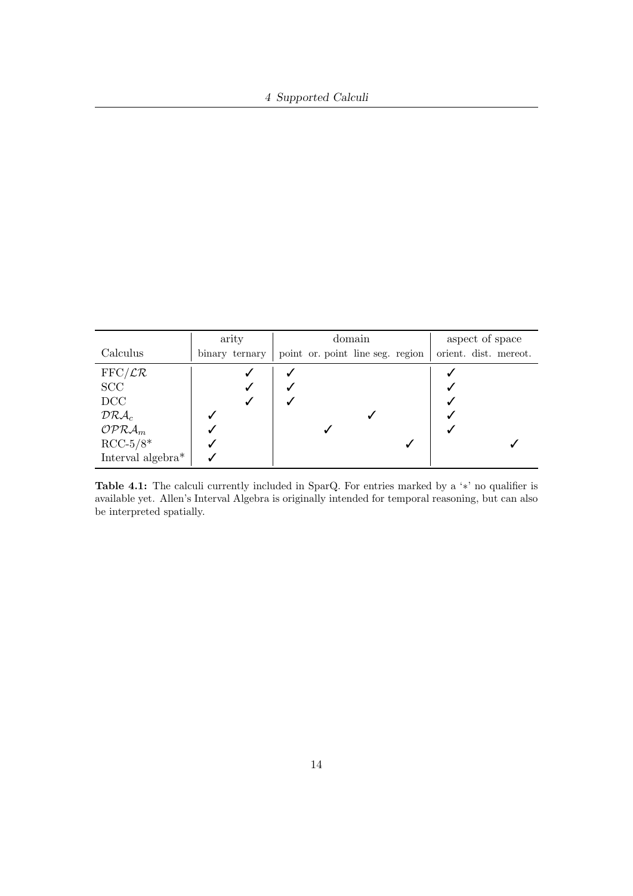| Calculus | arity | | domain | | | | aspect of space | | |
|---|---|---|---|---|---|---|---|---|---|
| | binary | ternary | point | or. point | line seg. | region | orient. | dist. | mereot. |
| FFC/$\mathcal{LR}$ | | ✓ | ✓ | | | | ✓ | | |
| SCC | | ✓ | ✓ | | | | ✓ | | |
| DCC | | ✓ | ✓ | | | | ✓ | | |
| $\mathcal{DRA}_c$ | ✓ | | | | ✓ | | ✓ | | |
| $\mathcal{OPRA}_m$ | ✓ | | | ✓ | | | ✓ | | |
| RCC-5/8* | ✓ | | | | | ✓ | | | ✓ |
| Interval algebra* | ✓ | | | | | | | | |

**Table 4.1:** The calculi currently included in SparQ. For entries marked by a '∗' no qualifier is available yet. Allen's Interval Algebra is originally intended for temporal reasoning, but can also be interpreted spatially.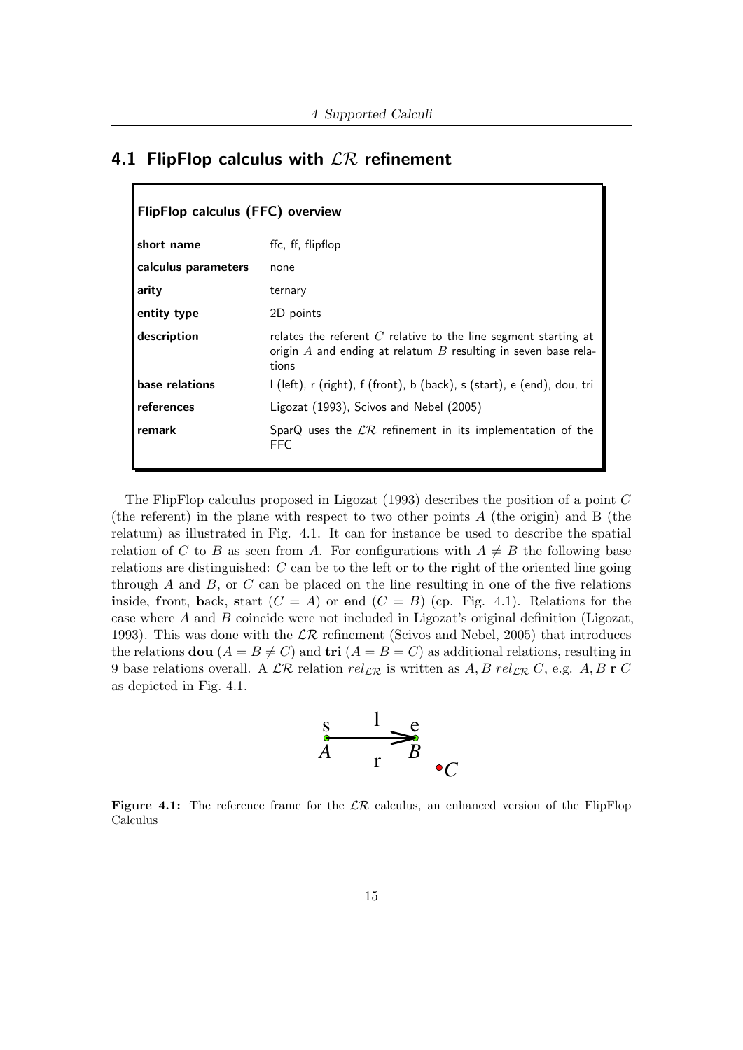## 4.1 FlipFlop calculus with $\mathcal{LR}$ refinement

| **FlipFlop calculus (FFC) overview** | |
|---|---|
| **short name** | ffc, ff, flipflop |
| **calculus parameters** | none |
| **arity** | ternary |
| **entity type** | 2D points |
| **description** | relates the referent $C$ relative to the line segment starting at origin $A$ and ending at relatum $B$ resulting in seven base relations |
| **base relations** | l (left), r (right), f (front), b (back), s (start), e (end), dou, tri |
| **references** | Ligozat (1993), Scivos and Nebel (2005) |
| **remark** | SparQ uses the $\mathcal{LR}$ refinement in its implementation of the FFC |

The FlipFlop calculus proposed in Ligozat (1993) describes the position of a point $C$ (the referent) in the plane with respect to two other points $A$ (the origin) and B (the relatum) as illustrated in Fig. 4.1. It can for instance be used to describe the spatial relation of $C$ to $B$ as seen from $A$. For configurations with $A \neq B$ the following base relations are distinguished: $C$ can be to the **l**eft or to the **r**ight of the oriented line going through $A$ and $B$, or $C$ can be placed on the line resulting in one of the five relations **i**nside, **f**ront, **b**ack, **s**tart ($C = A$) or **e**nd ($C = B$) (cp. Fig. 4.1). Relations for the case where $A$ and $B$ coincide were not included in Ligozat's original definition (Ligozat, 1993). This was done with the $\mathcal{LR}$ refinement (Scivos and Nebel, 2005) that introduces the relations **dou** ($A = B \neq C$) and **tri** ($A = B = C$) as additional relations, resulting in 9 base relations overall. A $\mathcal{LR}$ relation $rel_{\mathcal{LR}}$ is written as $A, B\ rel_{\mathcal{LR}}\ C$, e.g. $A, B\ \mathbf{r}\ C$ as depicted in Fig. 4.1.

**Figure 4.1:** The reference frame for the $\mathcal{LR}$ calculus, an enhanced version of the FlipFlop Calculus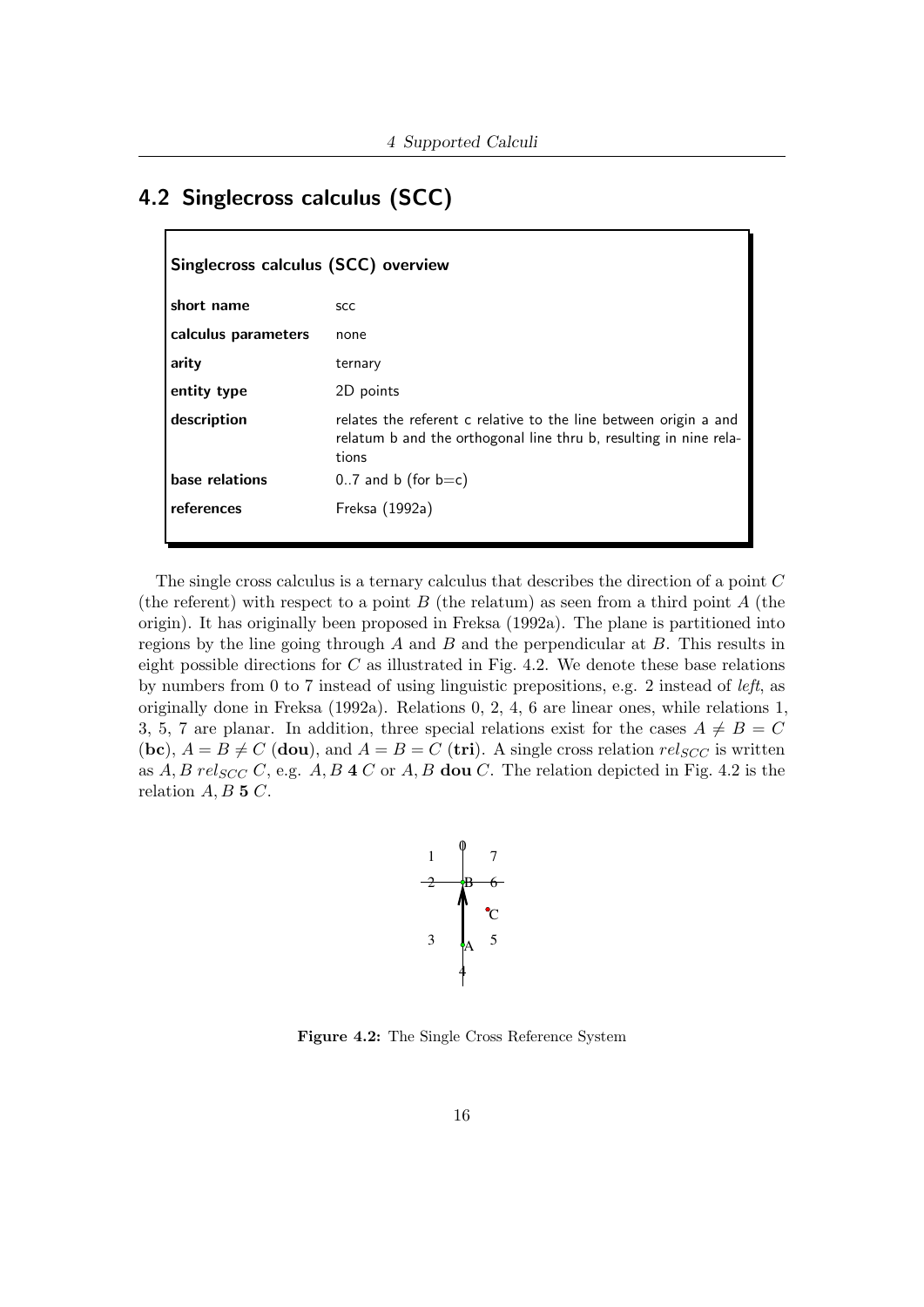## 4.2 Singlecross calculus (SCC)

**Singlecross calculus (SCC) overview**

| | |
|---|---|
| **short name** | scc |
| **calculus parameters** | none |
| **arity** | ternary |
| **entity type** | 2D points |
| **description** | relates the referent c relative to the line between origin a and relatum b and the orthogonal line thru b, resulting in nine relations |
| **base relations** | 0..7 and b (for b=c) |
| **references** | Freksa (1992a) |

The single cross calculus is a ternary calculus that describes the direction of a point $C$ (the referent) with respect to a point $B$ (the relatum) as seen from a third point $A$ (the origin). It has originally been proposed in Freksa (1992a). The plane is partitioned into regions by the line going through $A$ and $B$ and the perpendicular at $B$. This results in eight possible directions for $C$ as illustrated in Fig. 4.2. We denote these base relations by numbers from 0 to 7 instead of using linguistic prepositions, e.g. 2 instead of *left*, as originally done in Freksa (1992a). Relations 0, 2, 4, 6 are linear ones, while relations 1, 3, 5, 7 are planar. In addition, three special relations exist for the cases $A \neq B = C$ (**bc**), $A = B \neq C$ (**dou**), and $A = B = C$ (**tri**). A single cross relation $rel_{SCC}$ is written as $A, B\ rel_{SCC}\ C$, e.g. $A, B\ \mathbf{4}\ C$ or $A, B\ \mathbf{dou}\ C$. The relation depicted in Fig. 4.2 is the relation $A, B\ \mathbf{5}\ C$.

**Figure 4.2:** The Single Cross Reference System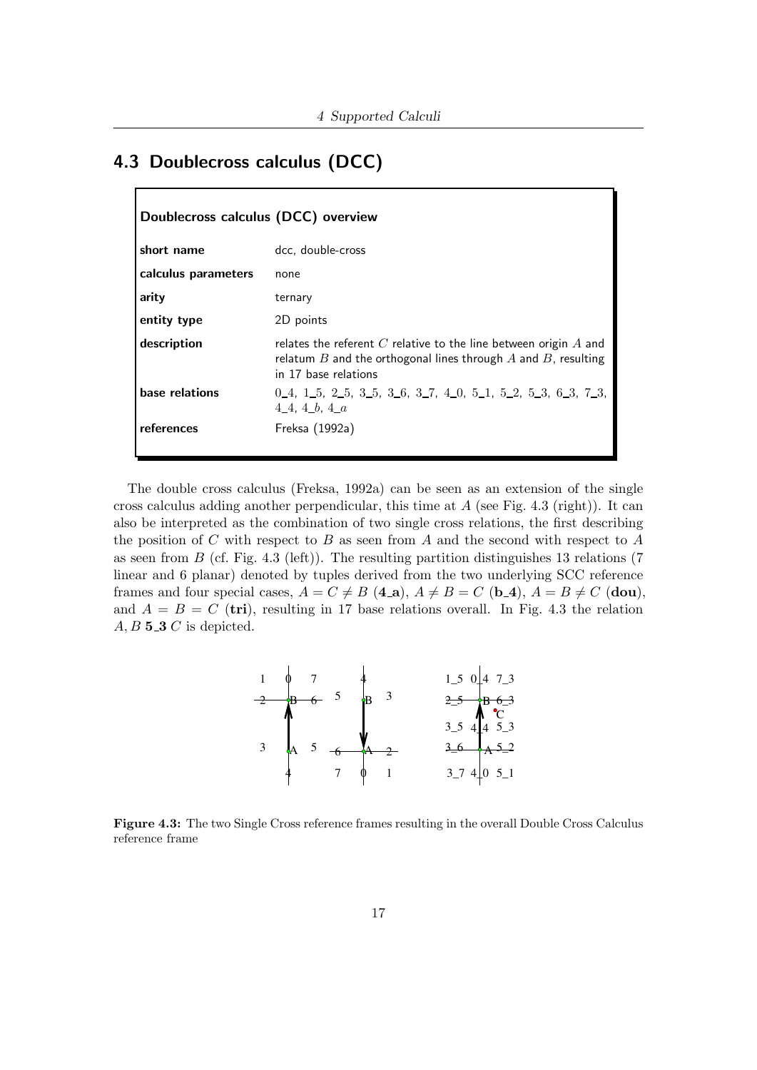## 4.3 Doublecross calculus (DCC)

**Doublecross calculus (DCC) overview**

| | |
|---|---|
| **short name** | dcc, double-cross |
| **calculus parameters** | none |
| **arity** | ternary |
| **entity type** | 2D points |
| **description** | relates the referent $C$ relative to the line between origin $A$ and relatum $B$ and the orthogonal lines through $A$ and $B$, resulting in 17 base relations |
| **base relations** | 0_4, 1_5, 2_5, 3_5, 3_6, 3_7, 4_0, 5_1, 5_2, 5_3, 6_3, 7_3, 4_4, 4_$b$, 4_$a$ |
| **references** | Freksa (1992a) |

The double cross calculus (Freksa, 1992a) can be seen as an extension of the single cross calculus adding another perpendicular, this time at $A$ (see Fig. 4.3 (right)). It can also be interpreted as the combination of two single cross relations, the first describing the position of $C$ with respect to $B$ as seen from $A$ and the second with respect to $A$ as seen from $B$ (cf. Fig. 4.3 (left)). The resulting partition distinguishes 13 relations (7 linear and 6 planar) denoted by tuples derived from the two underlying SCC reference frames and four special cases, $A = C \neq B$ (**4_a**), $A \neq B = C$ (**b_4**), $A = B \neq C$ (**dou**), and $A = B = C$ (**tri**), resulting in 17 base relations overall. In Fig. 4.3 the relation $A, B$ **5_3** $C$ is depicted.

**Figure 4.3:** The two Single Cross reference frames resulting in the overall Double Cross Calculus reference frame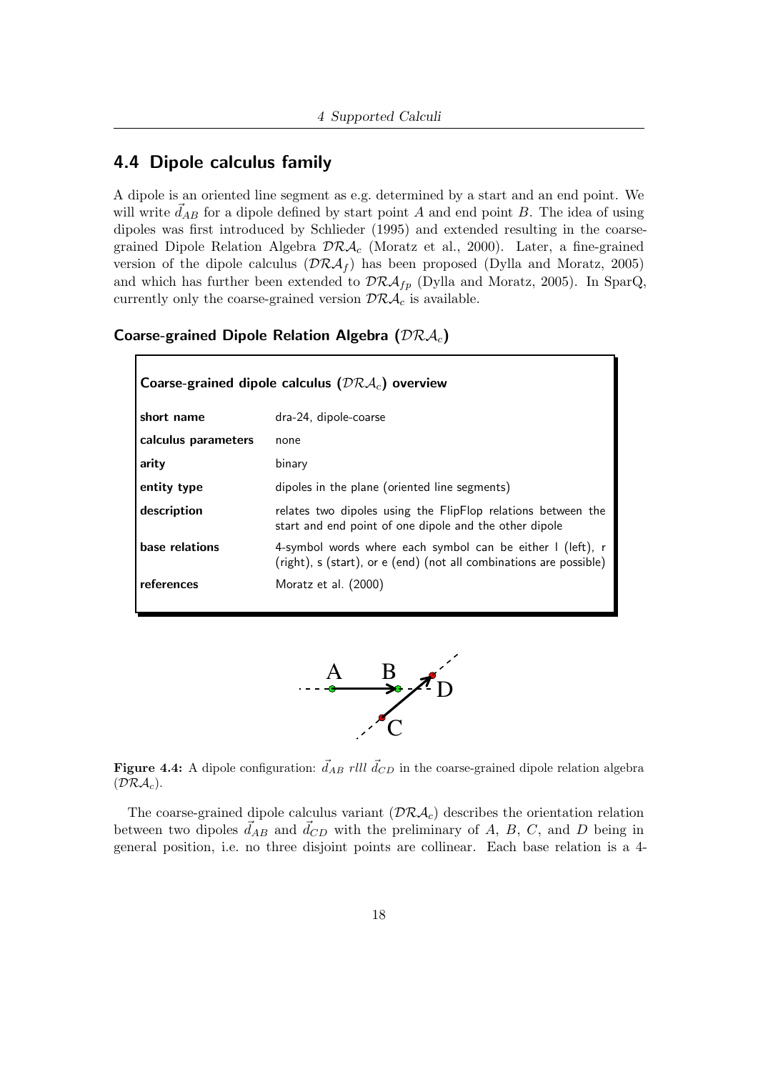## 4.4 Dipole calculus family

A dipole is an oriented line segment as e.g. determined by a start and an end point. We will write $\vec{d}_{AB}$ for a dipole defined by start point $A$ and end point $B$. The idea of using dipoles was first introduced by Schlieder (1995) and extended resulting in the coarse-grained Dipole Relation Algebra $\mathcal{DRA}_c$ (Moratz et al., 2000). Later, a fine-grained version of the dipole calculus ($\mathcal{DRA}_f$) has been proposed (Dylla and Moratz, 2005) and which has further been extended to $\mathcal{DRA}_{fp}$ (Dylla and Moratz, 2005). In SparQ, currently only the coarse-grained version $\mathcal{DRA}_c$ is available.

### Coarse-grained Dipole Relation Algebra ($\mathcal{DRA}_c$)

| Coarse-grained dipole calculus ($\mathcal{DRA}_c$) overview | |
|---|---|
| **short name** | dra-24, dipole-coarse |
| **calculus parameters** | none |
| **arity** | binary |
| **entity type** | dipoles in the plane (oriented line segments) |
| **description** | relates two dipoles using the FlipFlop relations between the start and end point of one dipole and the other dipole |
| **base relations** | 4-symbol words where each symbol can be either l (left), r (right), s (start), or e (end) (not all combinations are possible) |
| **references** | Moratz et al. (2000) |

**Figure 4.4:** A dipole configuration: $\vec{d}_{AB}$ *rlll* $\vec{d}_{CD}$ in the coarse-grained dipole relation algebra ($\mathcal{DRA}_c$).

The coarse-grained dipole calculus variant ($\mathcal{DRA}_c$) describes the orientation relation between two dipoles $\vec{d}_{AB}$ and $\vec{d}_{CD}$ with the preliminary of $A$, $B$, $C$, and $D$ being in general position, i.e. no three disjoint points are collinear. Each base relation is a 4-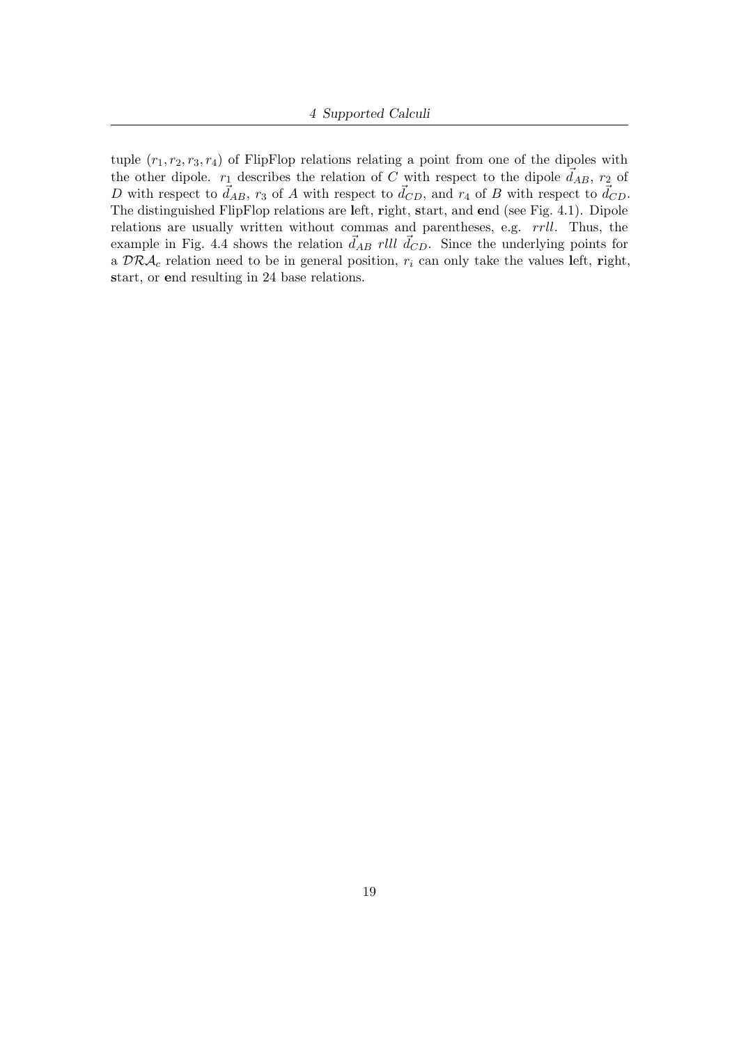tuple $(r_1, r_2, r_3, r_4)$ of FlipFlop relations relating a point from one of the dipoles with the other dipole. $r_1$ describes the relation of $C$ with respect to the dipole $\vec{d}_{AB}$, $r_2$ of $D$ with respect to $\vec{d}_{AB}$, $r_3$ of $A$ with respect to $\vec{d}_{CD}$, and $r_4$ of $B$ with respect to $\vec{d}_{CD}$. The distinguished FlipFlop relations are **l**eft, **r**ight, **s**tart, and **e**nd (see Fig. 4.1). Dipole relations are usually written without commas and parentheses, e.g. *rrll*. Thus, the example in Fig. 4.4 shows the relation $\vec{d}_{AB}$ *rlll* $\vec{d}_{CD}$. Since the underlying points for a $\mathcal{DRA}_c$ relation need to be in general position, $r_i$ can only take the values **l**eft, **r**ight, **s**tart, or **e**nd resulting in 24 base relations.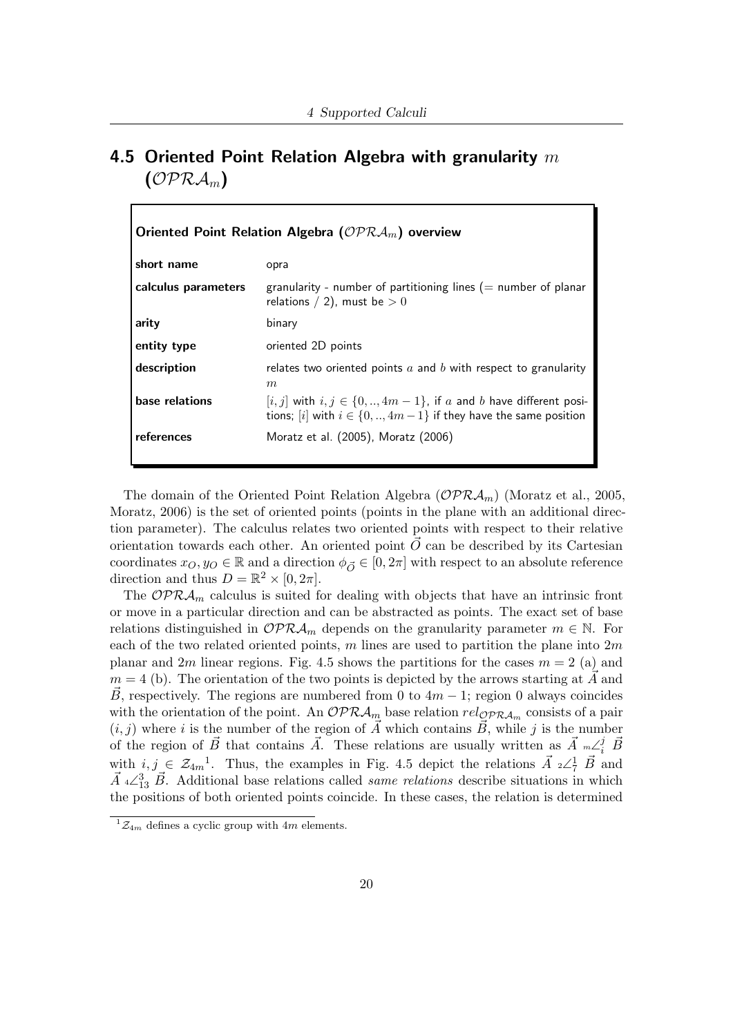## 4.5 Oriented Point Relation Algebra with granularity $m$ ($\mathcal{OPRA}_m$)

**Oriented Point Relation Algebra ($\mathcal{OPRA}_m$) overview**

| | |
|---|---|
| **short name** | opra |
| **calculus parameters** | granularity - number of partitioning lines (= number of planar relations / 2), must be $> 0$ |
| **arity** | binary |
| **entity type** | oriented 2D points |
| **description** | relates two oriented points $a$ and $b$ with respect to granularity $m$ |
| **base relations** | $[i, j]$ with $i, j \in \{0, .., 4m-1\}$, if $a$ and $b$ have different positions; $[i]$ with $i \in \{0, .., 4m-1\}$ if they have the same position |
| **references** | Moratz et al. (2005), Moratz (2006) |

The domain of the Oriented Point Relation Algebra ($\mathcal{OPRA}_m$) (Moratz et al., 2005, Moratz, 2006) is the set of oriented points (points in the plane with an additional direction parameter). The calculus relates two oriented points with respect to their relative orientation towards each other. An oriented point $\vec{O}$ can be described by its Cartesian coordinates $x_O, y_O \in \mathbb{R}$ and a direction $\phi_{\vec{O}} \in [0, 2\pi]$ with respect to an absolute reference direction and thus $D = \mathbb{R}^2 \times [0, 2\pi]$.

The $\mathcal{OPRA}_m$ calculus is suited for dealing with objects that have an intrinsic front or move in a particular direction and can be abstracted as points. The exact set of base relations distinguished in $\mathcal{OPRA}_m$ depends on the granularity parameter $m \in \mathbb{N}$. For each of the two related oriented points, $m$ lines are used to partition the plane into $2m$ planar and $2m$ linear regions. Fig. 4.5 shows the partitions for the cases $m = 2$ (a) and $m = 4$ (b). The orientation of the two points is depicted by the arrows starting at $\vec{A}$ and $\vec{B}$, respectively. The regions are numbered from 0 to $4m - 1$; region 0 always coincides with the orientation of the point. An $\mathcal{OPRA}_m$ base relation $rel_{\mathcal{OPRA}_m}$ consists of a pair $(i, j)$ where $i$ is the number of the region of $\vec{A}$ which contains $\vec{B}$, while $j$ is the number of the region of $\vec{B}$ that contains $\vec{A}$. These relations are usually written as $\vec{A}\ {}_m\angle_i^j\ \vec{B}$ with $i, j \in \mathcal{Z}_{4m}$[1]. Thus, the examples in Fig. 4.5 depict the relations $\vec{A}\ {}_2\angle_7^1\ \vec{B}$ and $\vec{A}\ {}_4\angle_{13}^3\ \vec{B}$. Additional base relations called *same relations* describe situations in which the positions of both oriented points coincide. In these cases, the relation is determined

[1] $\mathcal{Z}_{4m}$ defines a cyclic group with $4m$ elements.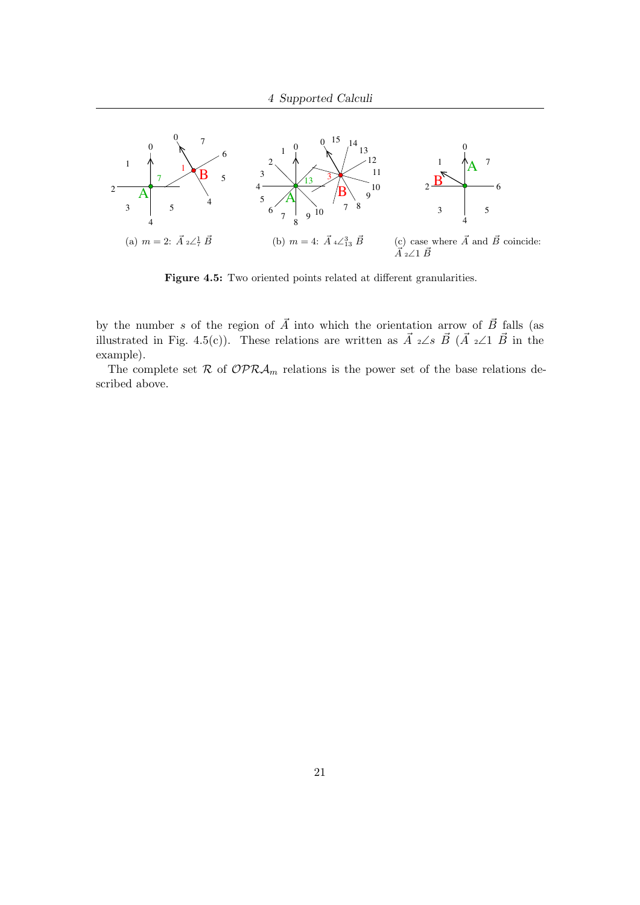(a) $m = 2$: $\vec{A}\ {}_2\angle_7^1\ \vec{B}$

(b) $m = 4$: $\vec{A}\ {}_4\angle_{13}^3\ \vec{B}$

(c) case where $\vec{A}$ and $\vec{B}$ coincide: $\vec{A}\ {}_2\angle 1\ \vec{B}$

**Figure 4.5:** Two oriented points related at different granularities.

by the number $s$ of the region of $\vec{A}$ into which the orientation arrow of $\vec{B}$ falls (as illustrated in Fig. 4.5(c)). These relations are written as $\vec{A}\ {}_2\angle s\ \vec{B}$ ($\vec{A}\ {}_2\angle 1\ \vec{B}$ in the example).

The complete set $\mathcal{R}$ of $\mathcal{OPRA}_m$ relations is the power set of the base relations described above.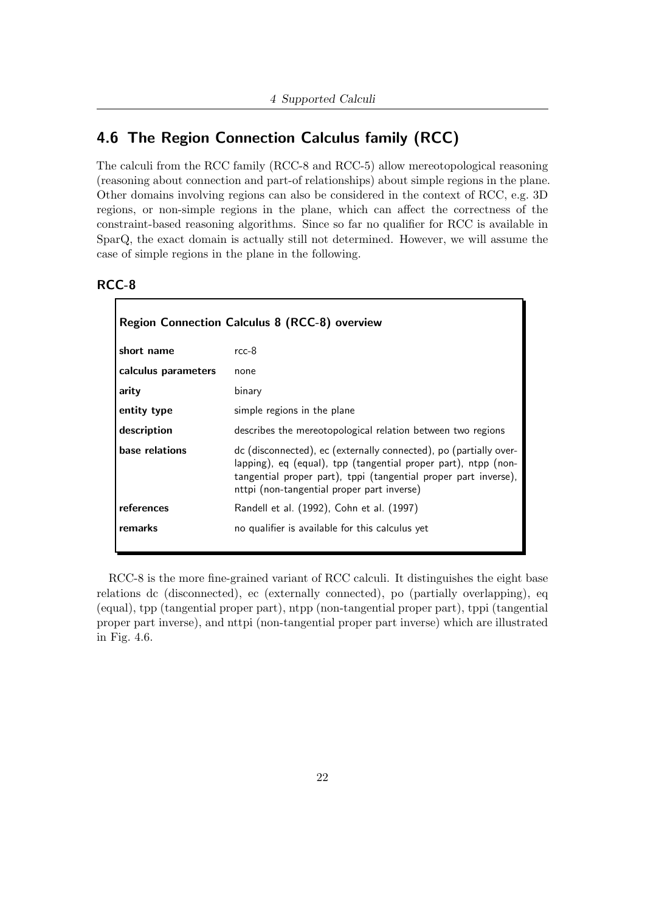## 4.6 The Region Connection Calculus family (RCC)

The calculi from the RCC family (RCC-8 and RCC-5) allow mereotopological reasoning (reasoning about connection and part-of relationships) about simple regions in the plane. Other domains involving regions can also be considered in the context of RCC, e.g. 3D regions, or non-simple regions in the plane, which can affect the correctness of the constraint-based reasoning algorithms. Since so far no qualifier for RCC is available in SparQ, the exact domain is actually still not determined. However, we will assume the case of simple regions in the plane in the following.

### RCC-8

| **Region Connection Calculus 8 (RCC-8) overview** | |
|---|---|
| **short name** | rcc-8 |
| **calculus parameters** | none |
| **arity** | binary |
| **entity type** | simple regions in the plane |
| **description** | describes the mereotopological relation between two regions |
| **base relations** | dc (disconnected), ec (externally connected), po (partially overlapping), eq (equal), tpp (tangential proper part), ntpp (non-tangential proper part), tppi (tangential proper part inverse), nttpi (non-tangential proper part inverse) |
| **references** | Randell et al. (1992), Cohn et al. (1997) |
| **remarks** | no qualifier is available for this calculus yet |

RCC-8 is the more fine-grained variant of RCC calculi. It distinguishes the eight base relations dc (disconnected), ec (externally connected), po (partially overlapping), eq (equal), tpp (tangential proper part), ntpp (non-tangential proper part), tppi (tangential proper part inverse), and nttpi (non-tangential proper part inverse) which are illustrated in Fig. 4.6.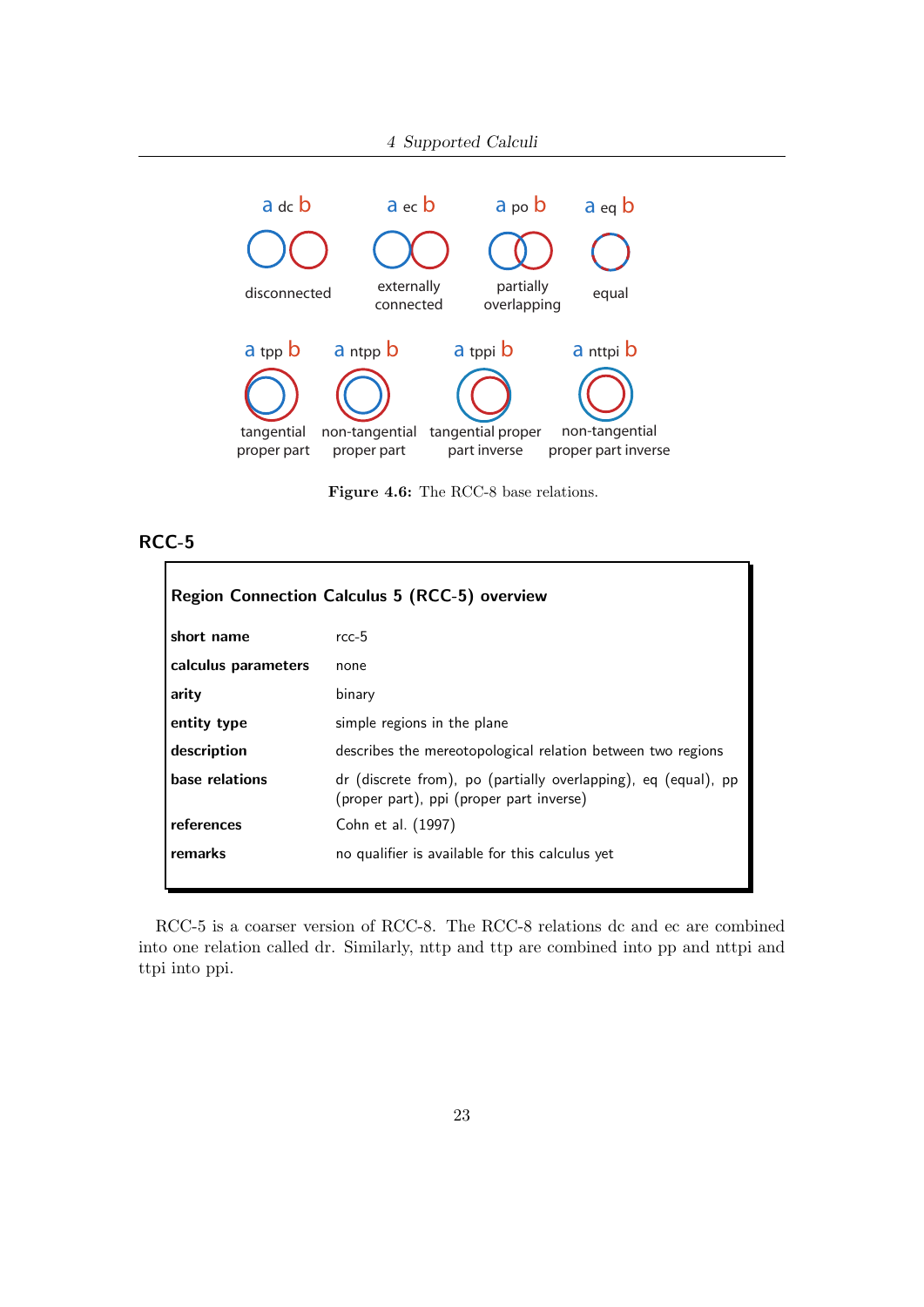a dc b

disconnected

a ec b

externally connected

a po b

partially overlapping

a eq b

equal

a tpp b

tangential proper part

a ntpp b

non-tangential proper part

a tppi b

tangential proper part inverse

a nttpi b

non-tangential proper part inverse

**Figure 4.6:** The RCC-8 base relations.

## RCC-5

| **Region Connection Calculus 5 (RCC-5) overview** | |
|---|---|
| **short name** | rcc-5 |
| **calculus parameters** | none |
| **arity** | binary |
| **entity type** | simple regions in the plane |
| **description** | describes the mereotopological relation between two regions |
| **base relations** | dr (discrete from), po (partially overlapping), eq (equal), pp (proper part), ppi (proper part inverse) |
| **references** | Cohn et al. (1997) |
| **remarks** | no qualifier is available for this calculus yet |

RCC-5 is a coarser version of RCC-8. The RCC-8 relations dc and ec are combined into one relation called dr. Similarly, nttp and ttp are combined into pp and nttpi and ttpi into ppi.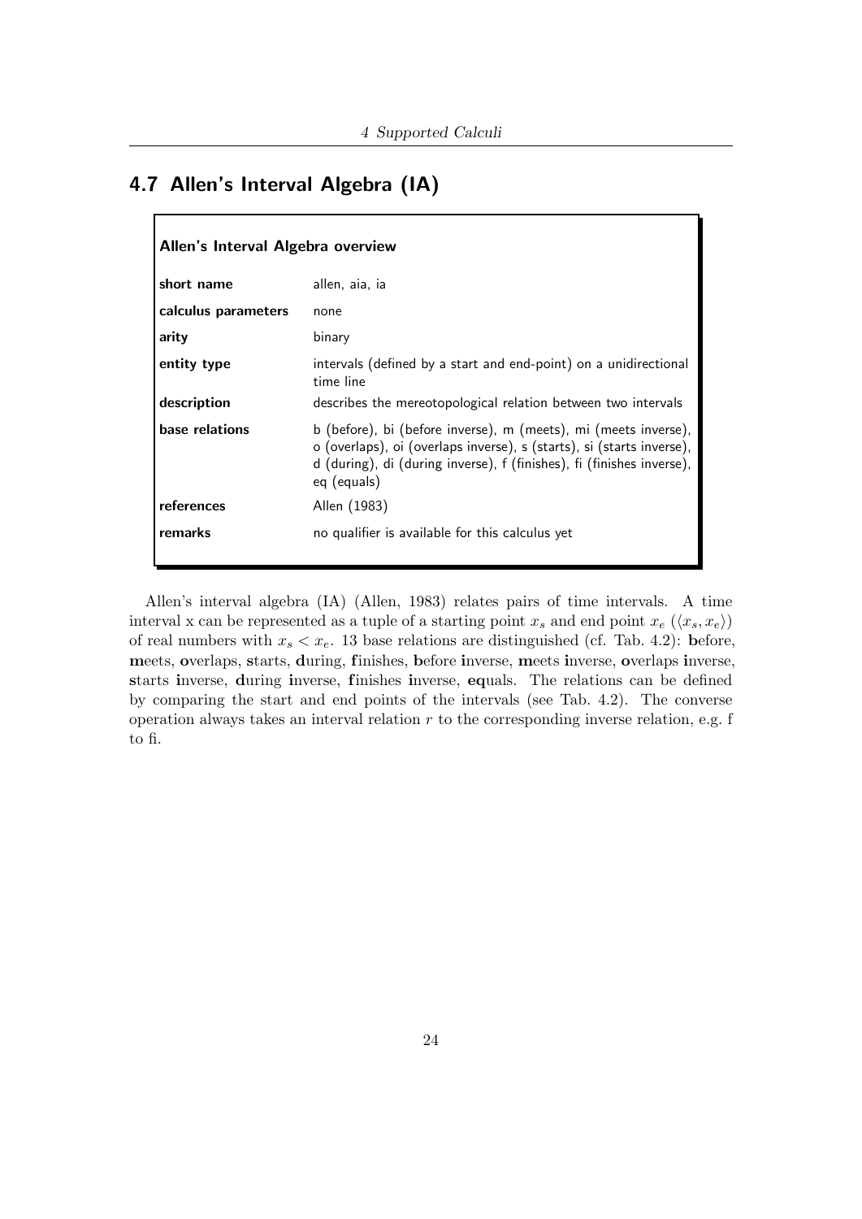## 4.7 Allen's Interval Algebra (IA)

| **Allen's Interval Algebra overview** | |
|---|---|
| **short name** | allen, aia, ia |
| **calculus parameters** | none |
| **arity** | binary |
| **entity type** | intervals (defined by a start and end-point) on a unidirectional time line |
| **description** | describes the mereotopological relation between two intervals |
| **base relations** | b (before), bi (before inverse), m (meets), mi (meets inverse), o (overlaps), oi (overlaps inverse), s (starts), si (starts inverse), d (during), di (during inverse), f (finishes), fi (finishes inverse), eq (equals) |
| **references** | Allen (1983) |
| **remarks** | no qualifier is available for this calculus yet |

Allen's interval algebra (IA) (Allen, 1983) relates pairs of time intervals. A time interval x can be represented as a tuple of a starting point $x_s$ and end point $x_e$ ($\langle x_s, x_e \rangle$) of real numbers with $x_s < x_e$. 13 base relations are distinguished (cf. Tab. 4.2): **b**efore, **m**eets, **o**verlaps, **s**tarts, **d**uring, **f**inishes, **b**efore **i**nverse, **m**eets **i**nverse, **o**verlaps **i**nverse, **s**tarts **i**nverse, **d**uring **i**nverse, **f**inishes **i**nverse, **eq**uals. The relations can be defined by comparing the start and end points of the intervals (see Tab. 4.2). The converse operation always takes an interval relation $r$ to the corresponding inverse relation, e.g. f to fi.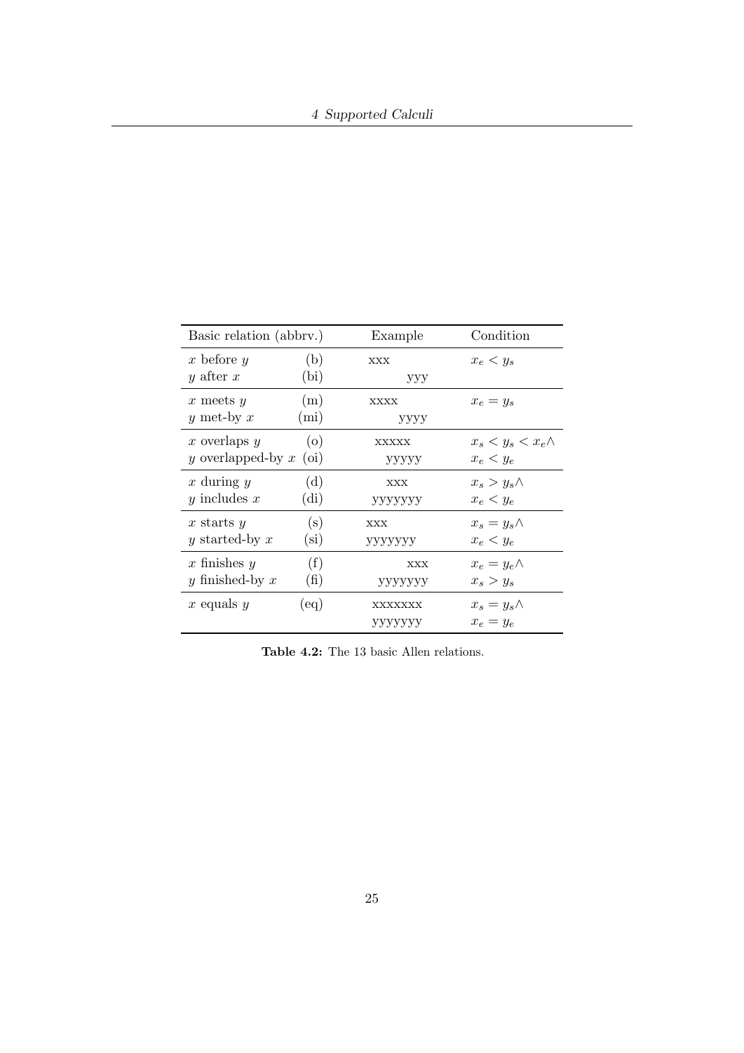| Basic relation (abbrv.) | | Example | Condition |
|---|---|---|---|
| $x$ before $y$<br>$y$ after $x$ | (b)<br>(bi) | xxx<br>yyy | $x_e < y_s$ |
| $x$ meets $y$<br>$y$ met-by $x$ | (m)<br>(mi) | xxxx<br>yyyy | $x_e = y_s$ |
| $x$ overlaps $y$<br>$y$ overlapped-by $x$ | (o)<br>(oi) | xxxxx<br>yyyyy | $x_s < y_s < x_e \wedge$<br>$x_e < y_e$ |
| $x$ during $y$<br>$y$ includes $x$ | (d)<br>(di) | xxx<br>yyyyyyy | $x_s > y_s \wedge$<br>$x_e < y_e$ |
| $x$ starts $y$<br>$y$ started-by $x$ | (s)<br>(si) | xxx<br>yyyyyyy | $x_s = y_s \wedge$<br>$x_e < y_e$ |
| $x$ finishes $y$<br>$y$ finished-by $x$ | (f)<br>(fi) | xxx<br>yyyyyyy | $x_e = y_e \wedge$<br>$x_s > y_s$ |
| $x$ equals $y$ | (eq) | xxxxxxx<br>yyyyyyy | $x_s = y_s \wedge$<br>$x_e = y_e$ |

**Table 4.2:** The 13 basic Allen relations.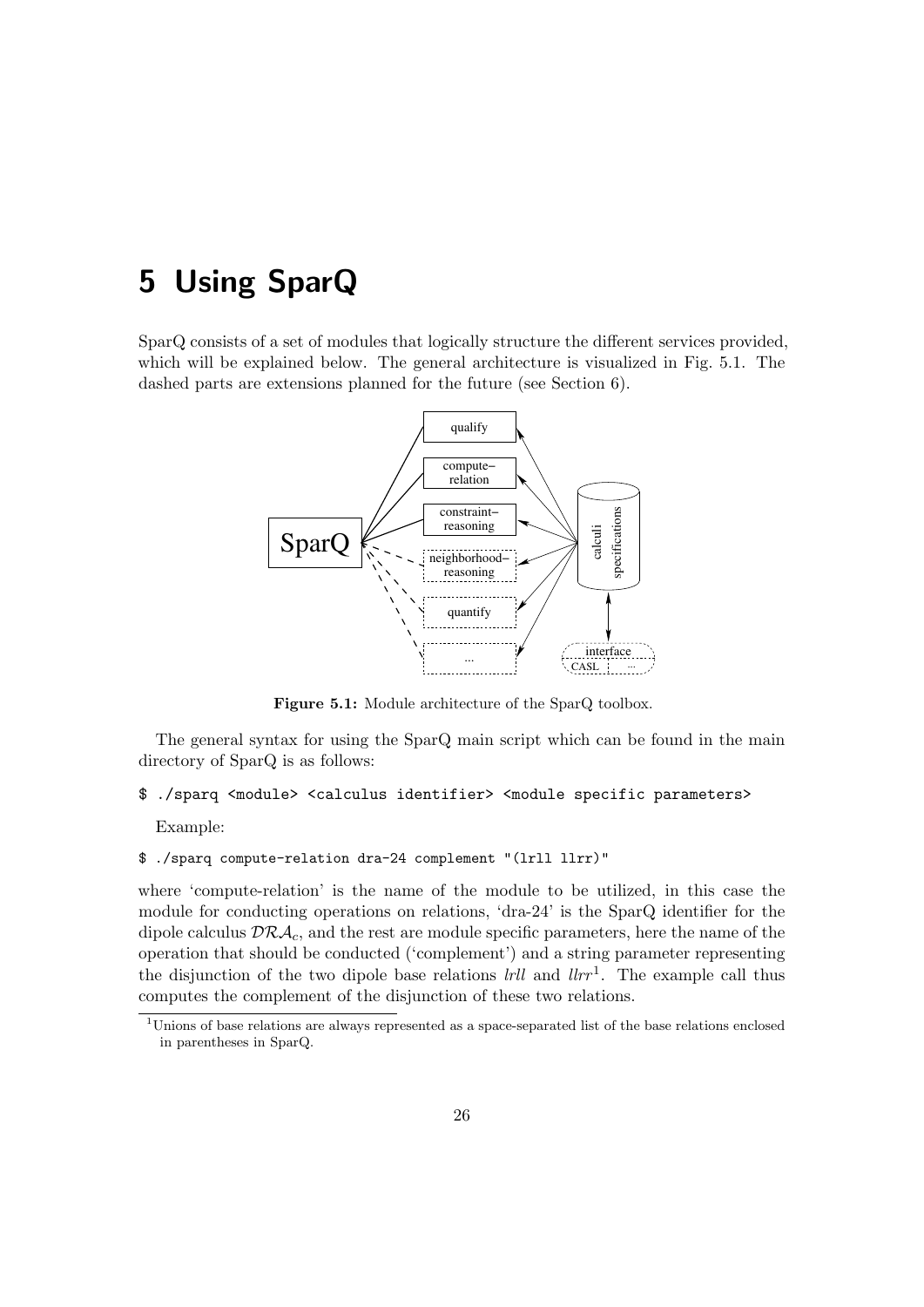# 5 Using SparQ

SparQ consists of a set of modules that logically structure the different services provided, which will be explained below. The general architecture is visualized in Fig. 5.1. The dashed parts are extensions planned for the future (see Section 6).

**Figure 5.1:** Module architecture of the SparQ toolbox.

The general syntax for using the SparQ main script which can be found in the main directory of SparQ is as follows:

```
$ ./sparq <module> <calculus identifier> <module specific parameters>
```

Example:

```
$ ./sparq compute-relation dra-24 complement "(lrll llrr)"
```

where 'compute-relation' is the name of the module to be utilized, in this case the module for conducting operations on relations, 'dra-24' is the SparQ identifier for the dipole calculus $\mathcal{DRA}_c$, and the rest are module specific parameters, here the name of the operation that should be conducted ('complement') and a string parameter representing the disjunction of the two dipole base relations *lrll* and *llrr*[1]. The example call thus computes the complement of the disjunction of these two relations.

[1] Unions of base relations are always represented as a space-separated list of the base relations enclosed in parentheses in SparQ.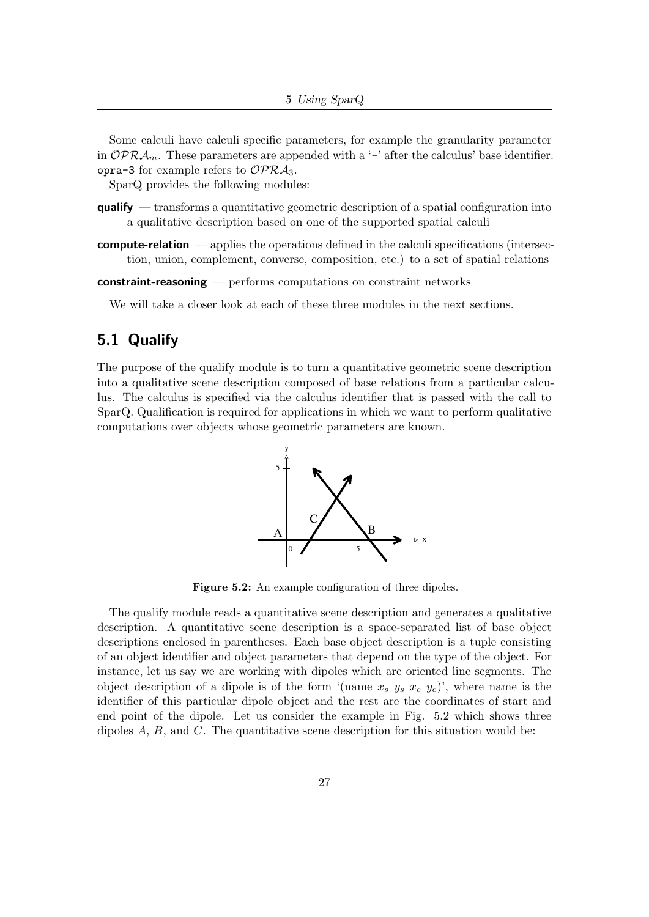Some calculi have calculi specific parameters, for example the granularity parameter in $\mathcal{OPRA}_m$. These parameters are appended with a '-' after the calculus' base identifier. `opra-3` for example refers to $\mathcal{OPRA}_3$.

SparQ provides the following modules:

**qualify** — transforms a quantitative geometric description of a spatial configuration into a qualitative description based on one of the supported spatial calculi

**compute-relation** — applies the operations defined in the calculi specifications (intersection, union, complement, converse, composition, etc.) to a set of spatial relations

**constraint-reasoning** — performs computations on constraint networks

We will take a closer look at each of these three modules in the next sections.

## 5.1 Qualify

The purpose of the qualify module is to turn a quantitative geometric scene description into a qualitative scene description composed of base relations from a particular calculus. The calculus is specified via the calculus identifier that is passed with the call to SparQ. Qualification is required for applications in which we want to perform qualitative computations over objects whose geometric parameters are known.

**Figure 5.2:** An example configuration of three dipoles.

The qualify module reads a quantitative scene description and generates a qualitative description. A quantitative scene description is a space-separated list of base object descriptions enclosed in parentheses. Each base object description is a tuple consisting of an object identifier and object parameters that depend on the type of the object. For instance, let us say we are working with dipoles which are oriented line segments. The object description of a dipole is of the form '(name $x_s$ $y_s$ $x_e$ $y_e$)', where name is the identifier of this particular dipole object and the rest are the coordinates of start and end point of the dipole. Let us consider the example in Fig. 5.2 which shows three dipoles $A$, $B$, and $C$. The quantitative scene description for this situation would be: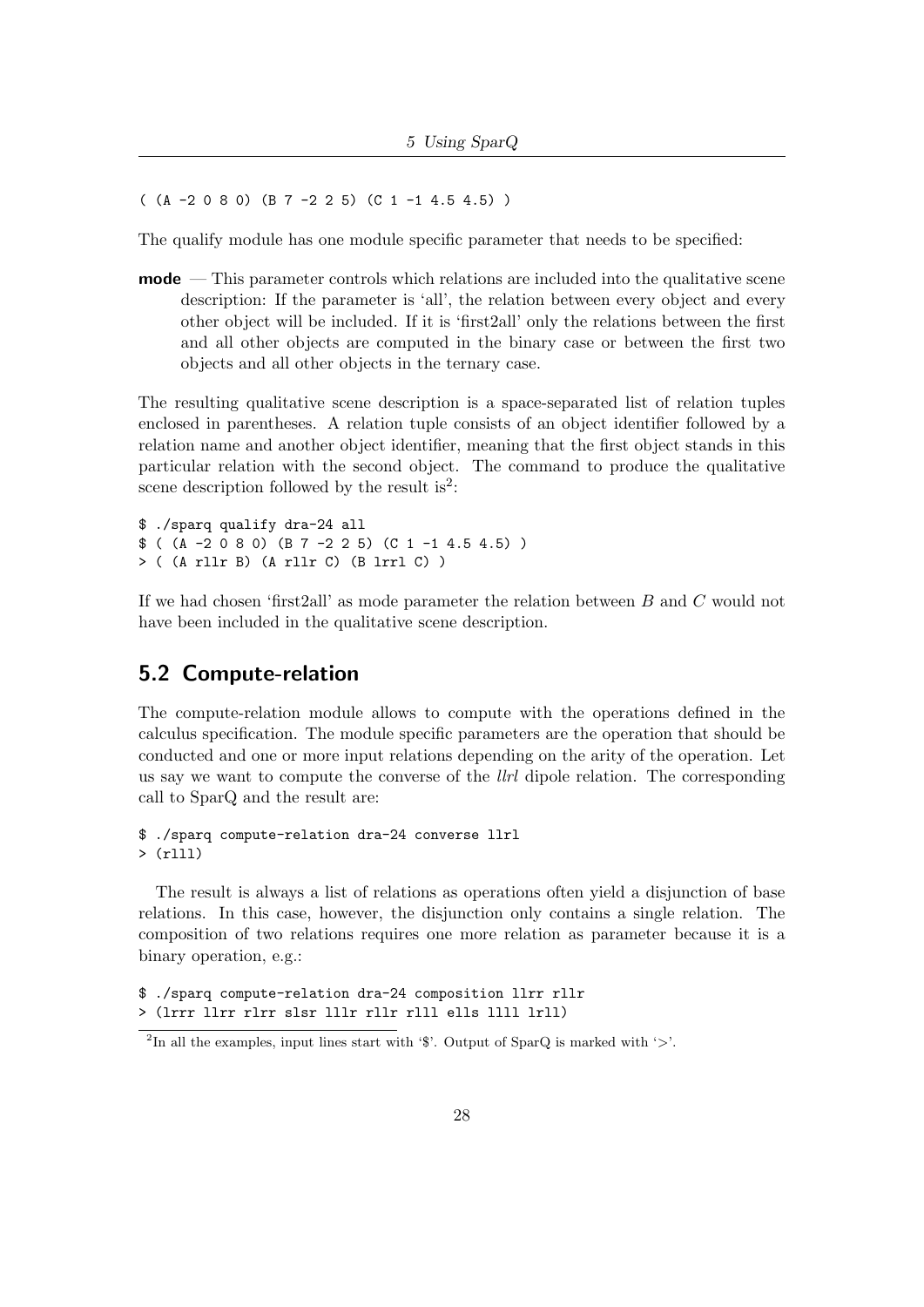```
( (A -2 0 8 0) (B 7 -2 2 5) (C 1 -1 4.5 4.5) )
```

The qualify module has one module specific parameter that needs to be specified:

**mode** — This parameter controls which relations are included into the qualitative scene description: If the parameter is 'all', the relation between every object and every other object will be included. If it is 'first2all' only the relations between the first and all other objects are computed in the binary case or between the first two objects and all other objects in the ternary case.

The resulting qualitative scene description is a space-separated list of relation tuples enclosed in parentheses. A relation tuple consists of an object identifier followed by a relation name and another object identifier, meaning that the first object stands in this particular relation with the second object. The command to produce the qualitative scene description followed by the result is[2]:

```
$ ./sparq qualify dra-24 all
$ ( (A -2 0 8 0) (B 7 -2 2 5) (C 1 -1 4.5 4.5) )
> ( (A rllr B) (A rllr C) (B lrrl C) )
```

If we had chosen 'first2all' as mode parameter the relation between $B$ and $C$ would not have been included in the qualitative scene description.

## 5.2 Compute-relation

The compute-relation module allows to compute with the operations defined in the calculus specification. The module specific parameters are the operation that should be conducted and one or more input relations depending on the arity of the operation. Let us say we want to compute the converse of the *llrl* dipole relation. The corresponding call to SparQ and the result are:

```
$ ./sparq compute-relation dra-24 converse llrl
> (rlll)
```

The result is always a list of relations as operations often yield a disjunction of base relations. In this case, however, the disjunction only contains a single relation. The composition of two relations requires one more relation as parameter because it is a binary operation, e.g.:

```
$ ./sparq compute-relation dra-24 composition llrr rllr
> (lrrr llrr rlrr slsr lllr rllr rlll ells llll lrll)
```

[2]In all the examples, input lines start with '$'. Output of SparQ is marked with '>'.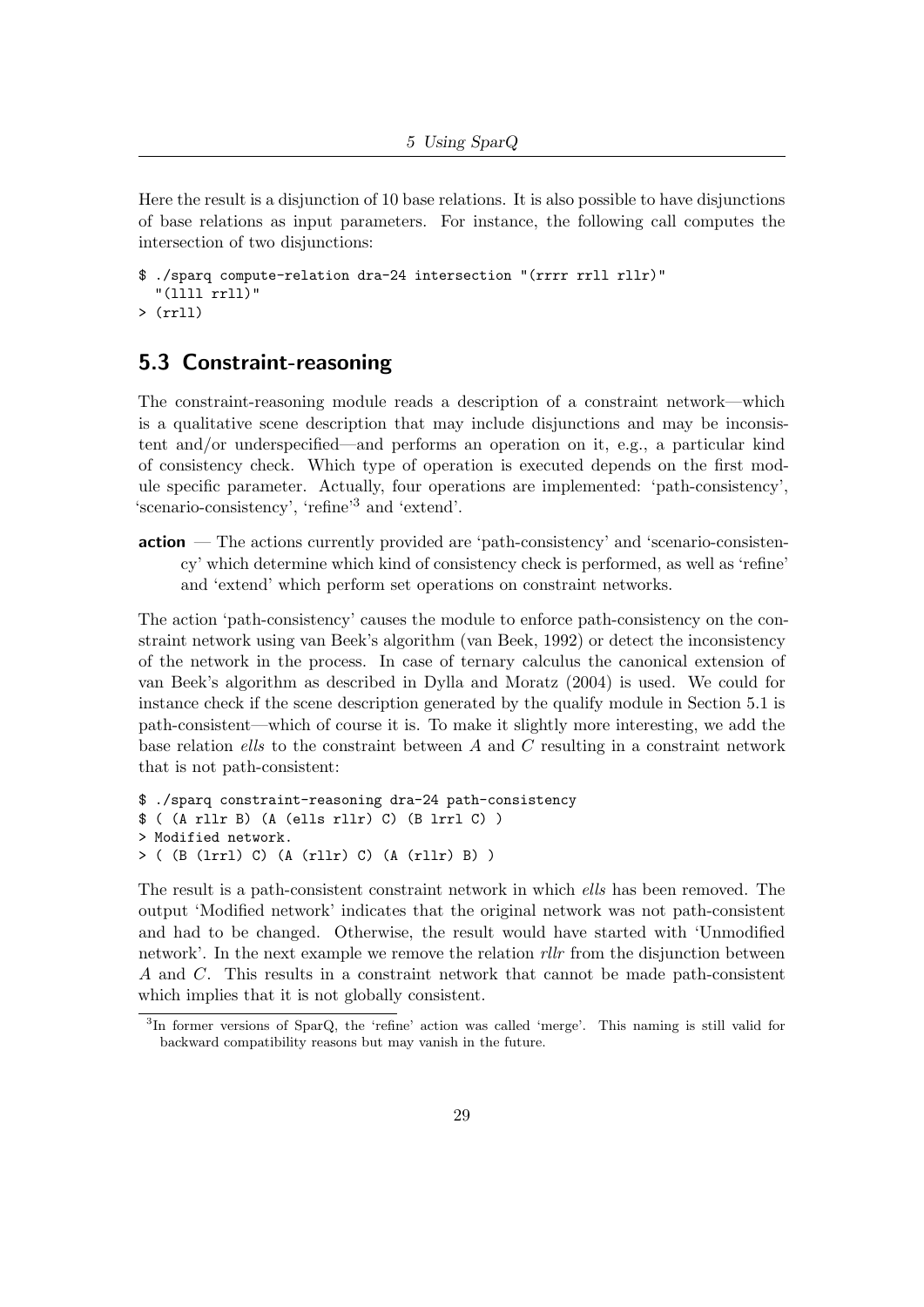Here the result is a disjunction of 10 base relations. It is also possible to have disjunctions of base relations as input parameters. For instance, the following call computes the intersection of two disjunctions:

```
$ ./sparq compute-relation dra-24 intersection "(rrrr rrll rllr)"
  "(llll rrll)"
> (rrll)
```

## 5.3 Constraint-reasoning

The constraint-reasoning module reads a description of a constraint network—which is a qualitative scene description that may include disjunctions and may be inconsistent and/or underspecified—and performs an operation on it, e.g., a particular kind of consistency check. Which type of operation is executed depends on the first module specific parameter. Actually, four operations are implemented: 'path-consistency', 'scenario-consistency', 'refine'[3] and 'extend'.

**action** — The actions currently provided are 'path-consistency' and 'scenario-consistency' which determine which kind of consistency check is performed, as well as 'refine' and 'extend' which perform set operations on constraint networks.

The action 'path-consistency' causes the module to enforce path-consistency on the constraint network using van Beek's algorithm (van Beek, 1992) or detect the inconsistency of the network in the process. In case of ternary calculus the canonical extension of van Beek's algorithm as described in Dylla and Moratz (2004) is used. We could for instance check if the scene description generated by the qualify module in Section 5.1 is path-consistent—which of course it is. To make it slightly more interesting, we add the base relation *ells* to the constraint between $A$ and $C$ resulting in a constraint network that is not path-consistent:

```
$ ./sparq constraint-reasoning dra-24 path-consistency
$ ( (A rllr B) (A (ells rllr) C) (B lrrl C) )
> Modified network.
> ( (B (lrrl) C) (A (rllr) C) (A (rllr) B) )
```

The result is a path-consistent constraint network in which *ells* has been removed. The output 'Modified network' indicates that the original network was not path-consistent and had to be changed. Otherwise, the result would have started with 'Unmodified network'. In the next example we remove the relation *rllr* from the disjunction between $A$ and $C$. This results in a constraint network that cannot be made path-consistent which implies that it is not globally consistent.

[3] In former versions of SparQ, the 'refine' action was called 'merge'. This naming is still valid for backward compatibility reasons but may vanish in the future.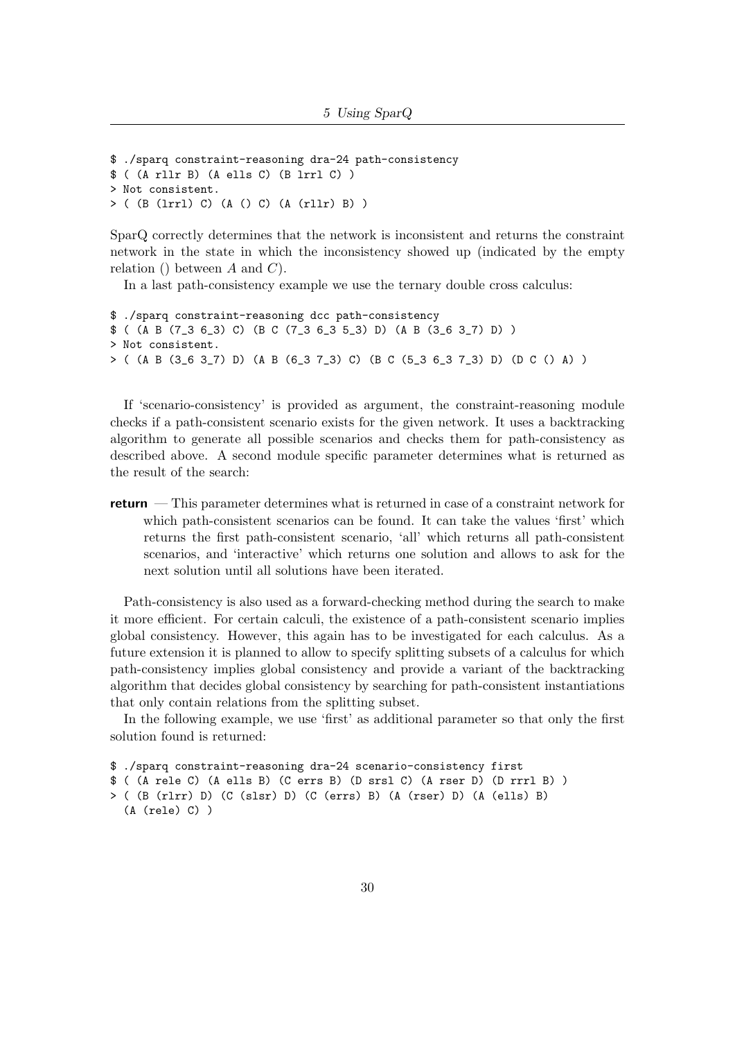```
$ ./sparq constraint-reasoning dra-24 path-consistency
$ ( (A rllr B) (A ells C) (B lrrl C) )
> Not consistent.
> ( (B (lrrl) C) (A () C) (A (rllr) B) )
```

SparQ correctly determines that the network is inconsistent and returns the constraint network in the state in which the inconsistency showed up (indicated by the empty relation () between $A$ and $C$).

In a last path-consistency example we use the ternary double cross calculus:

```
$ ./sparq constraint-reasoning dcc path-consistency
$ ( (A B (7_3 6_3) C) (B C (7_3 6_3 5_3) D) (A B (3_6 3_7) D) )
> Not consistent.
> ( (A B (3_6 3_7) D) (A B (6_3 7_3) C) (B C (5_3 6_3 7_3) D) (D C () A) )
```

If 'scenario-consistency' is provided as argument, the constraint-reasoning module checks if a path-consistent scenario exists for the given network. It uses a backtracking algorithm to generate all possible scenarios and checks them for path-consistency as described above. A second module specific parameter determines what is returned as the result of the search:

**return** — This parameter determines what is returned in case of a constraint network for which path-consistent scenarios can be found. It can take the values 'first' which returns the first path-consistent scenario, 'all' which returns all path-consistent scenarios, and 'interactive' which returns one solution and allows to ask for the next solution until all solutions have been iterated.

Path-consistency is also used as a forward-checking method during the search to make it more efficient. For certain calculi, the existence of a path-consistent scenario implies global consistency. However, this again has to be investigated for each calculus. As a future extension it is planned to allow to specify splitting subsets of a calculus for which path-consistency implies global consistency and provide a variant of the backtracking algorithm that decides global consistency by searching for path-consistent instantiations that only contain relations from the splitting subset.

In the following example, we use 'first' as additional parameter so that only the first solution found is returned:

```
$ ./sparq constraint-reasoning dra-24 scenario-consistency first
$ ( (A rele C) (A ells B) (C errs B) (D srsl C) (A rser D) (D rrrl B) )
> ( (B (rlrr) D) (C (slsr) D) (C (errs) B) (A (rser) D) (A (ells) B)
  (A (rele) C) )
```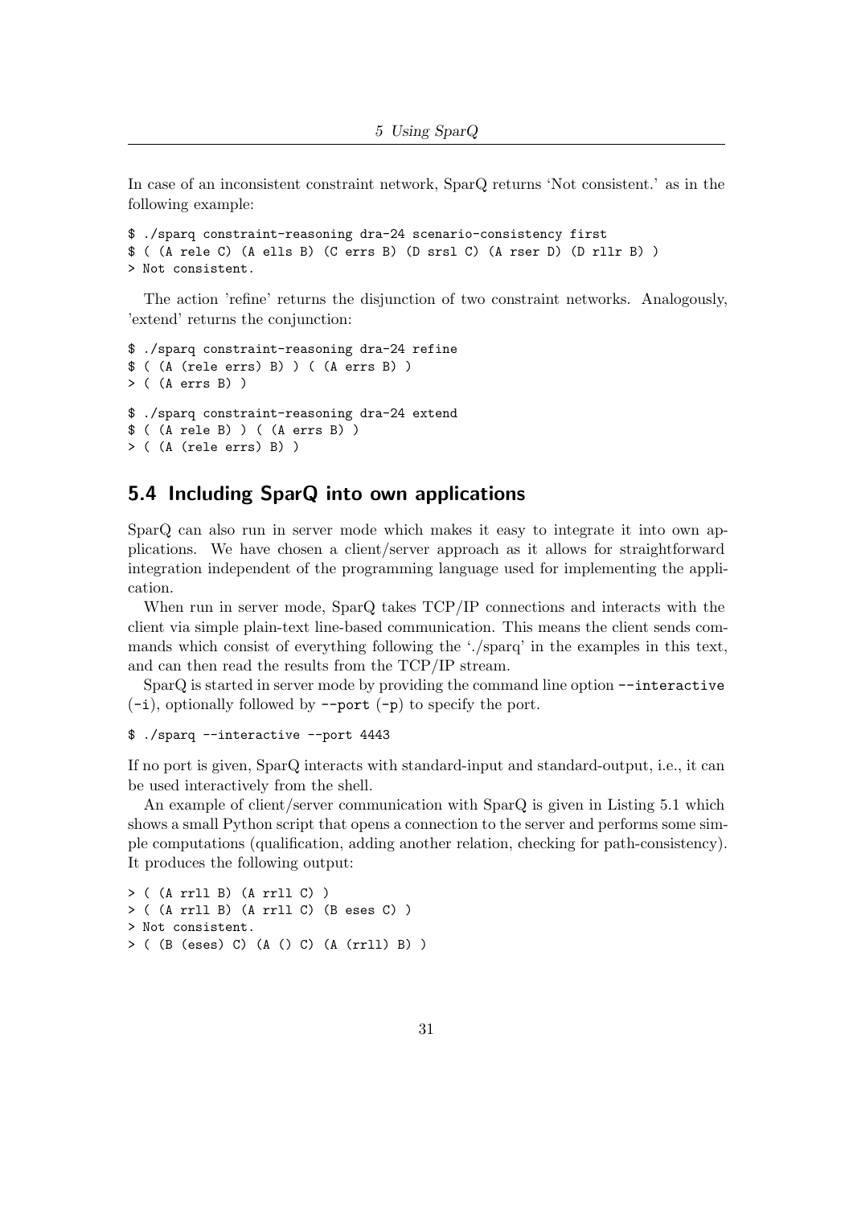In case of an inconsistent constraint network, SparQ returns 'Not consistent.' as in the following example:

```
$ ./sparq constraint-reasoning dra-24 scenario-consistency first
$ ( (A rele C) (A ells B) (C errs B) (D srsl C) (A rser D) (D rllr B) )
> Not consistent.
```

The action 'refine' returns the disjunction of two constraint networks. Analogously, 'extend' returns the conjunction:

```
$ ./sparq constraint-reasoning dra-24 refine
$ ( (A (rele errs) B) ) ( (A errs B) )
> ( (A errs B) )

$ ./sparq constraint-reasoning dra-24 extend
$ ( (A rele B) ) ( (A errs B) )
> ( (A (rele errs) B) )
```

## 5.4 Including SparQ into own applications

SparQ can also run in server mode which makes it easy to integrate it into own applications. We have chosen a client/server approach as it allows for straightforward integration independent of the programming language used for implementing the application.

When run in server mode, SparQ takes TCP/IP connections and interacts with the client via simple plain-text line-based communication. This means the client sends commands which consist of everything following the './sparq' in the examples in this text, and can then read the results from the TCP/IP stream.

SparQ is started in server mode by providing the command line option `--interactive` (`-i`), optionally followed by `--port` (`-p`) to specify the port.

```
$ ./sparq --interactive --port 4443
```

If no port is given, SparQ interacts with standard-input and standard-output, i.e., it can be used interactively from the shell.

An example of client/server communication with SparQ is given in Listing 5.1 which shows a small Python script that opens a connection to the server and performs some simple computations (qualification, adding another relation, checking for path-consistency). It produces the following output:

```
> ( (A rrll B) (A rrll C) )
> ( (A rrll B) (A rrll C) (B eses C) )
> Not consistent.
> ( (B (eses) C) (A () C) (A (rrll) B) )
```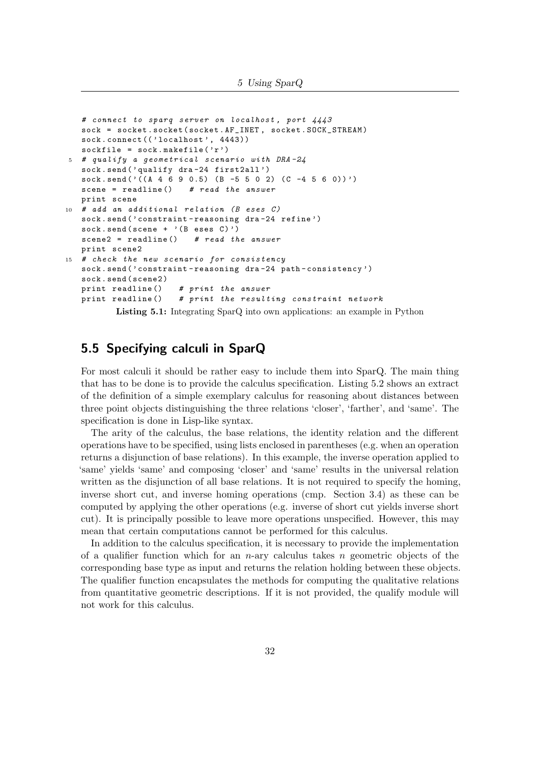```python
# connect to sparq server on localhost, port 4443
sock = socket.socket(socket.AF_INET, socket.SOCK_STREAM)
sock.connect(('localhost', 4443))
sockfile = sock.makefile('r')
# qualify a geometrical scenario with DRA-24
sock.send('qualify dra-24 first2all')
sock.send('((A 4 6 9 0.5) (B -5 5 0 2) (C -4 5 6 0))')
scene = readline()   # read the answer
print scene
# add an additional relation (B eses C)
sock.send('constraint-reasoning dra-24 refine')
sock.send(scene + '(B eses C)')
scene2 = readline()   # read the answer
print scene2
# check the new scenario for consistency
sock.send('constraint-reasoning dra-24 path-consistency')
sock.send(scene2)
print readline()   # print the answer
print readline()   # print the resulting constraint network
```

**Listing 5.1:** Integrating SparQ into own applications: an example in Python

## 5.5 Specifying calculi in SparQ

For most calculi it should be rather easy to include them into SparQ. The main thing that has to be done is to provide the calculus specification. Listing 5.2 shows an extract of the definition of a simple exemplary calculus for reasoning about distances between three point objects distinguishing the three relations 'closer', 'farther', and 'same'. The specification is done in Lisp-like syntax.

The arity of the calculus, the base relations, the identity relation and the different operations have to be specified, using lists enclosed in parentheses (e.g. when an operation returns a disjunction of base relations). In this example, the inverse operation applied to 'same' yields 'same' and composing 'closer' and 'same' results in the universal relation written as the disjunction of all base relations. It is not required to specify the homing, inverse short cut, and inverse homing operations (cmp. Section 3.4) as these can be computed by applying the other operations (e.g. inverse of short cut yields inverse short cut). It is principally possible to leave more operations unspecified. However, this may mean that certain computations cannot be performed for this calculus.

In addition to the calculus specification, it is necessary to provide the implementation of a qualifier function which for an $n$-ary calculus takes $n$ geometric objects of the corresponding base type as input and returns the relation holding between these objects. The qualifier function encapsulates the methods for computing the qualitative relations from quantitative geometric descriptions. If it is not provided, the qualify module will not work for this calculus.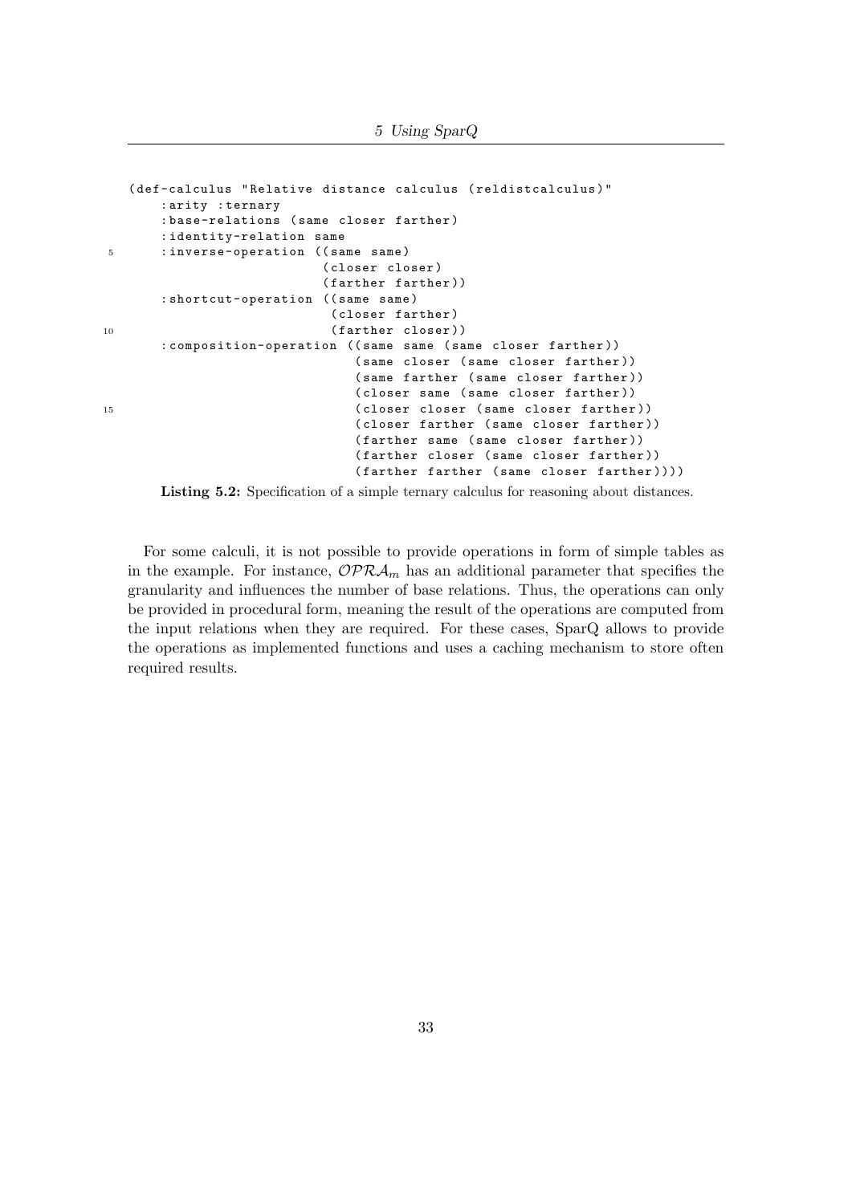```
(def-calculus "Relative distance calculus (reldistcalculus)"
    :arity :ternary
    :base-relations (same closer farther)
    :identity-relation same
    :inverse-operation ((same same)
                        (closer closer)
                        (farther farther))
    :shortcut-operation ((same same)
                         (closer farther)
                         (farther closer))
    :composition-operation ((same same (same closer farther))
                            (same closer (same closer farther))
                            (same farther (same closer farther))
                            (closer same (same closer farther))
                            (closer closer (same closer farther))
                            (closer farther (same closer farther))
                            (farther same (same closer farther))
                            (farther closer (same closer farther))
                            (farther farther (same closer farther))))
```

**Listing 5.2:** Specification of a simple ternary calculus for reasoning about distances.

For some calculi, it is not possible to provide operations in form of simple tables as in the example. For instance, $\mathcal{OPRA}_m$ has an additional parameter that specifies the granularity and influences the number of base relations. Thus, the operations can only be provided in procedural form, meaning the result of the operations are computed from the input relations when they are required. For these cases, SparQ allows to provide the operations as implemented functions and uses a caching mechanism to store often required results.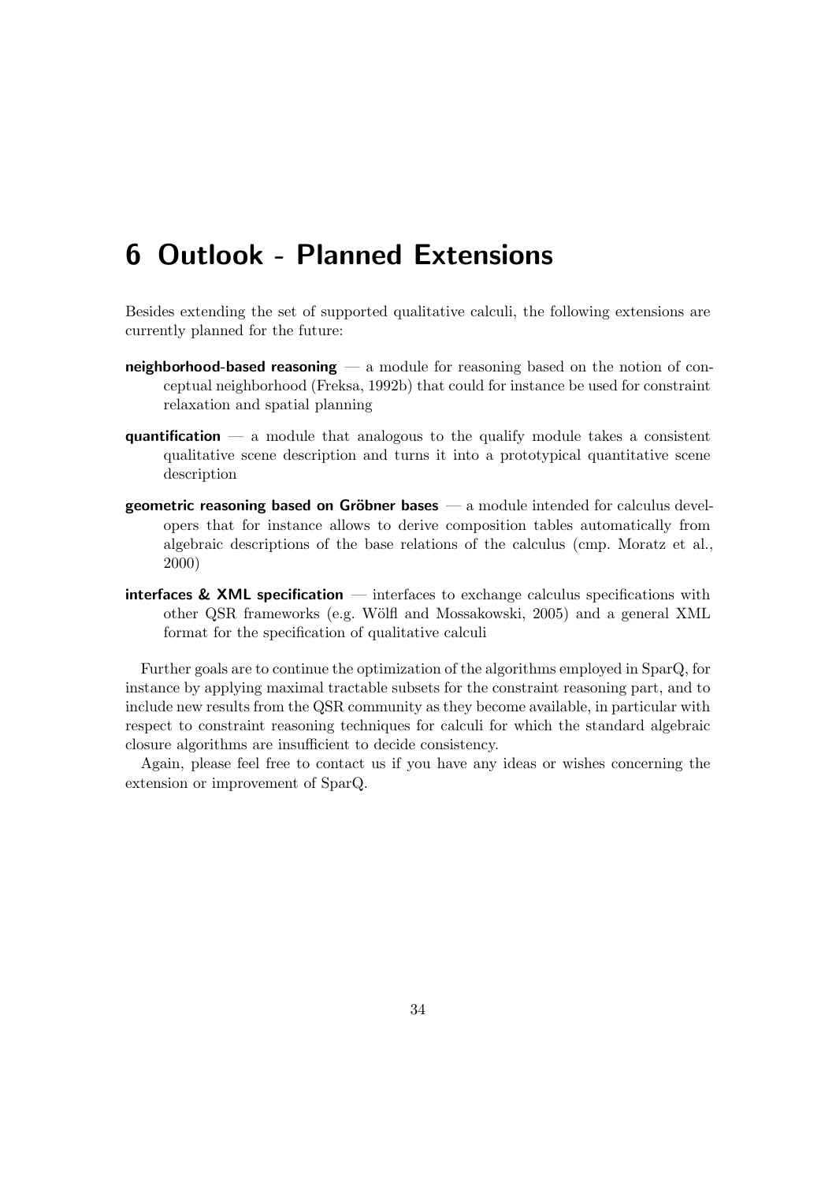# 6 Outlook - Planned Extensions

Besides extending the set of supported qualitative calculi, the following extensions are currently planned for the future:

**neighborhood-based reasoning** — a module for reasoning based on the notion of conceptual neighborhood (Freksa, 1992b) that could for instance be used for constraint relaxation and spatial planning

**quantification** — a module that analogous to the qualify module takes a consistent qualitative scene description and turns it into a prototypical quantitative scene description

**geometric reasoning based on Gröbner bases** — a module intended for calculus developers that for instance allows to derive composition tables automatically from algebraic descriptions of the base relations of the calculus (cmp. Moratz et al., 2000)

**interfaces & XML specification** — interfaces to exchange calculus specifications with other QSR frameworks (e.g. Wölfl and Mossakowski, 2005) and a general XML format for the specification of qualitative calculi

Further goals are to continue the optimization of the algorithms employed in SparQ, for instance by applying maximal tractable subsets for the constraint reasoning part, and to include new results from the QSR community as they become available, in particular with respect to constraint reasoning techniques for calculi for which the standard algebraic closure algorithms are insufficient to decide consistency.

Again, please feel free to contact us if you have any ideas or wishes concerning the extension or improvement of SparQ.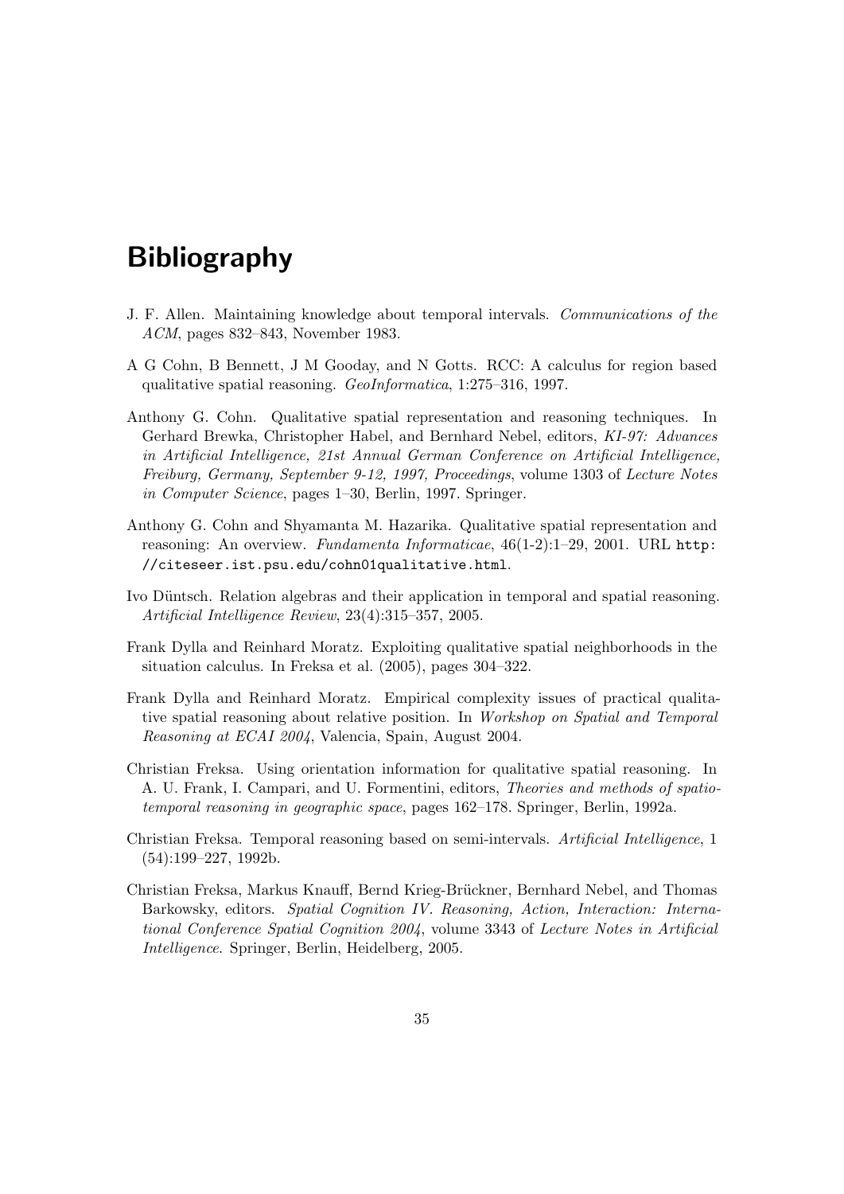# Bibliography

J. F. Allen. Maintaining knowledge about temporal intervals. *Communications of the ACM*, pages 832–843, November 1983.

A G Cohn, B Bennett, J M Gooday, and N Gotts. RCC: A calculus for region based qualitative spatial reasoning. *GeoInformatica*, 1:275–316, 1997.

Anthony G. Cohn. Qualitative spatial representation and reasoning techniques. In Gerhard Brewka, Christopher Habel, and Bernhard Nebel, editors, *KI-97: Advances in Artificial Intelligence, 21st Annual German Conference on Artificial Intelligence, Freiburg, Germany, September 9-12, 1997, Proceedings*, volume 1303 of *Lecture Notes in Computer Science*, pages 1–30, Berlin, 1997. Springer.

Anthony G. Cohn and Shyamanta M. Hazarika. Qualitative spatial representation and reasoning: An overview. *Fundamenta Informaticae*, 46(1-2):1–29, 2001. URL `http://citeseer.ist.psu.edu/cohn01qualitative.html`.

Ivo Düntsch. Relation algebras and their application in temporal and spatial reasoning. *Artificial Intelligence Review*, 23(4):315–357, 2005.

Frank Dylla and Reinhard Moratz. Exploiting qualitative spatial neighborhoods in the situation calculus. In Freksa et al. (2005), pages 304–322.

Frank Dylla and Reinhard Moratz. Empirical complexity issues of practical qualitative spatial reasoning about relative position. In *Workshop on Spatial and Temporal Reasoning at ECAI 2004*, Valencia, Spain, August 2004.

Christian Freksa. Using orientation information for qualitative spatial reasoning. In A. U. Frank, I. Campari, and U. Formentini, editors, *Theories and methods of spatio-temporal reasoning in geographic space*, pages 162–178. Springer, Berlin, 1992a.

Christian Freksa. Temporal reasoning based on semi-intervals. *Artificial Intelligence*, 1 (54):199–227, 1992b.

Christian Freksa, Markus Knauff, Bernd Krieg-Brückner, Bernhard Nebel, and Thomas Barkowsky, editors. *Spatial Cognition IV. Reasoning, Action, Interaction: International Conference Spatial Cognition 2004*, volume 3343 of *Lecture Notes in Artificial Intelligence*. Springer, Berlin, Heidelberg, 2005.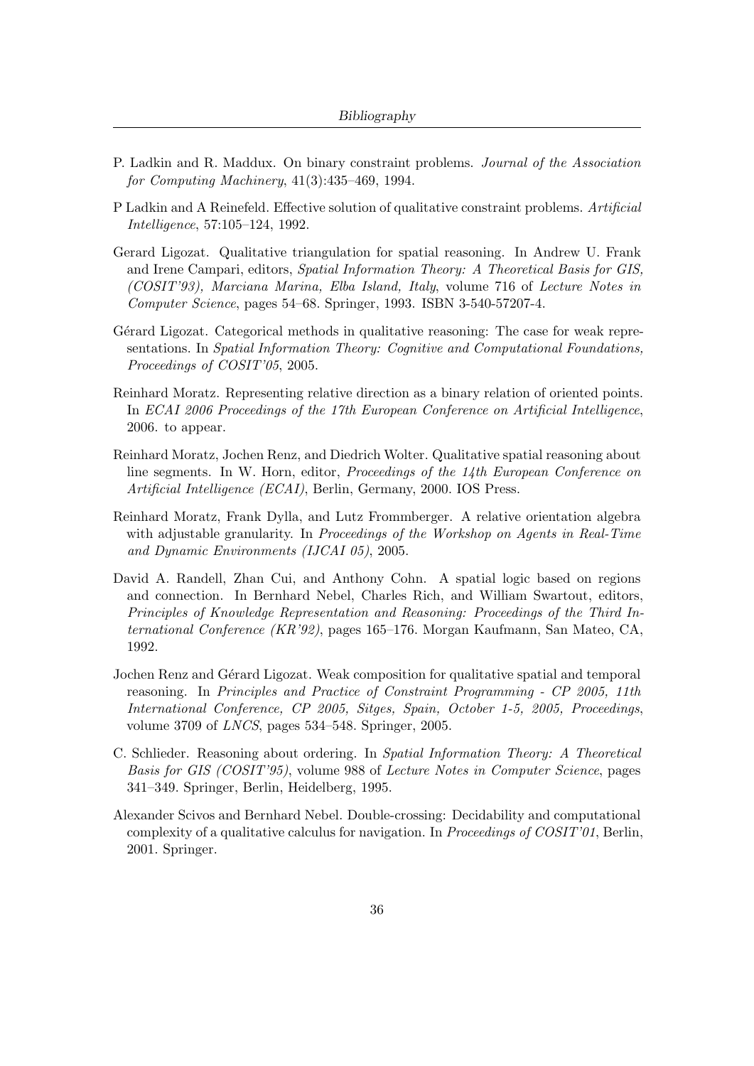P. Ladkin and R. Maddux. On binary constraint problems. *Journal of the Association for Computing Machinery*, 41(3):435–469, 1994.

P Ladkin and A Reinefeld. Effective solution of qualitative constraint problems. *Artificial Intelligence*, 57:105–124, 1992.

Gerard Ligozat. Qualitative triangulation for spatial reasoning. In Andrew U. Frank and Irene Campari, editors, *Spatial Information Theory: A Theoretical Basis for GIS, (COSIT'93), Marciana Marina, Elba Island, Italy*, volume 716 of *Lecture Notes in Computer Science*, pages 54–68. Springer, 1993. ISBN 3-540-57207-4.

Gérard Ligozat. Categorical methods in qualitative reasoning: The case for weak representations. In *Spatial Information Theory: Cognitive and Computational Foundations, Proceedings of COSIT'05*, 2005.

Reinhard Moratz. Representing relative direction as a binary relation of oriented points. In *ECAI 2006 Proceedings of the 17th European Conference on Artificial Intelligence*, 2006. to appear.

Reinhard Moratz, Jochen Renz, and Diedrich Wolter. Qualitative spatial reasoning about line segments. In W. Horn, editor, *Proceedings of the 14th European Conference on Artificial Intelligence (ECAI)*, Berlin, Germany, 2000. IOS Press.

Reinhard Moratz, Frank Dylla, and Lutz Frommberger. A relative orientation algebra with adjustable granularity. In *Proceedings of the Workshop on Agents in Real-Time and Dynamic Environments (IJCAI 05)*, 2005.

David A. Randell, Zhan Cui, and Anthony Cohn. A spatial logic based on regions and connection. In Bernhard Nebel, Charles Rich, and William Swartout, editors, *Principles of Knowledge Representation and Reasoning: Proceedings of the Third International Conference (KR'92)*, pages 165–176. Morgan Kaufmann, San Mateo, CA, 1992.

Jochen Renz and Gérard Ligozat. Weak composition for qualitative spatial and temporal reasoning. In *Principles and Practice of Constraint Programming - CP 2005, 11th International Conference, CP 2005, Sitges, Spain, October 1-5, 2005, Proceedings*, volume 3709 of *LNCS*, pages 534–548. Springer, 2005.

C. Schlieder. Reasoning about ordering. In *Spatial Information Theory: A Theoretical Basis for GIS (COSIT'95)*, volume 988 of *Lecture Notes in Computer Science*, pages 341–349. Springer, Berlin, Heidelberg, 1995.

Alexander Scivos and Bernhard Nebel. Double-crossing: Decidability and computational complexity of a qualitative calculus for navigation. In *Proceedings of COSIT'01*, Berlin, 2001. Springer.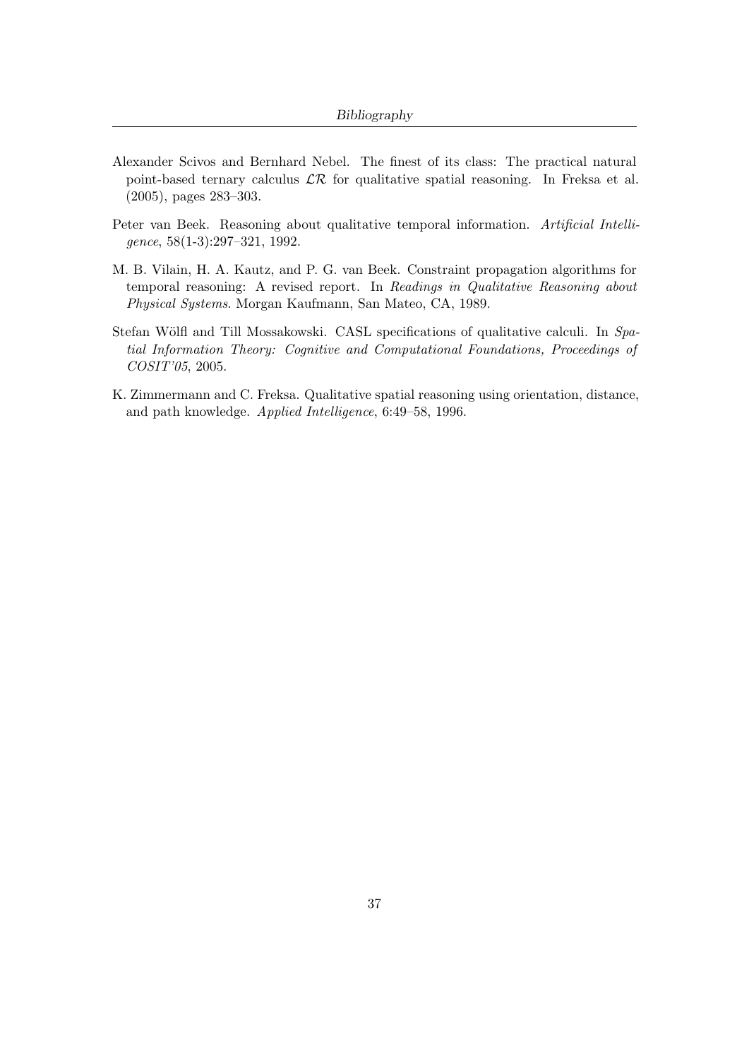Alexander Scivos and Bernhard Nebel. The finest of its class: The practical natural point-based ternary calculus $\mathcal{LR}$ for qualitative spatial reasoning. In Freksa et al. (2005), pages 283–303.

Peter van Beek. Reasoning about qualitative temporal information. *Artificial Intelligence*, 58(1-3):297–321, 1992.

M. B. Vilain, H. A. Kautz, and P. G. van Beek. Constraint propagation algorithms for temporal reasoning: A revised report. In *Readings in Qualitative Reasoning about Physical Systems*. Morgan Kaufmann, San Mateo, CA, 1989.

Stefan Wölfl and Till Mossakowski. CASL specifications of qualitative calculi. In *Spatial Information Theory: Cognitive and Computational Foundations, Proceedings of COSIT'05*, 2005.

K. Zimmermann and C. Freksa. Qualitative spatial reasoning using orientation, distance, and path knowledge. *Applied Intelligence*, 6:49–58, 1996.